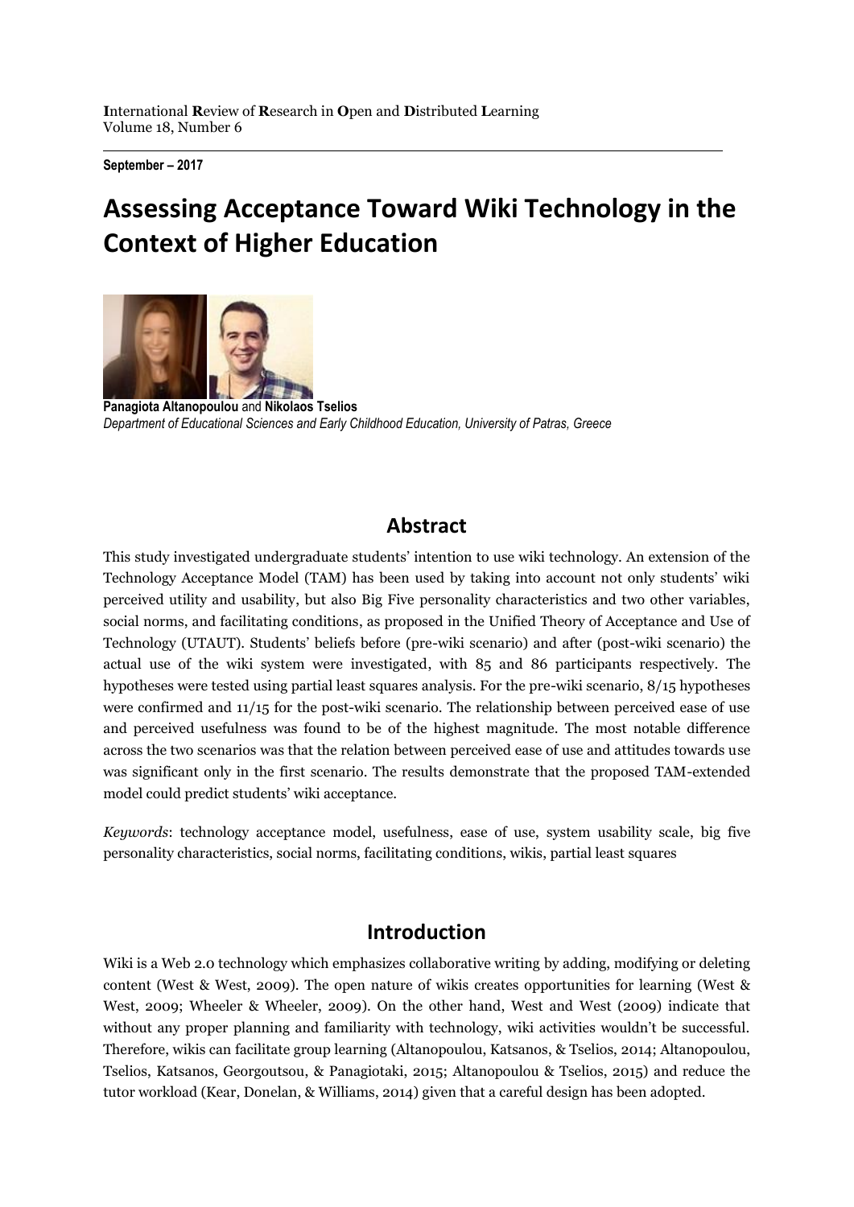**I**nternational **R**eview of **R**esearch in **O**pen and **D**istributed **L**earning
Volume 18, Number 6

**September – 2017**

# Assessing Acceptance Toward Wiki Technology in the Context of Higher Education

**Panagiota Altanopoulou** and **Nikolaos Tselios**
*Department of Educational Sciences and Early Childhood Education, University of Patras, Greece*

## Abstract

This study investigated undergraduate students' intention to use wiki technology. An extension of the Technology Acceptance Model (TAM) has been used by taking into account not only students' wiki perceived utility and usability, but also Big Five personality characteristics and two other variables, social norms, and facilitating conditions, as proposed in the Unified Theory of Acceptance and Use of Technology (UTAUT). Students' beliefs before (pre-wiki scenario) and after (post-wiki scenario) the actual use of the wiki system were investigated, with 85 and 86 participants respectively. The hypotheses were tested using partial least squares analysis. For the pre-wiki scenario, 8/15 hypotheses were confirmed and 11/15 for the post-wiki scenario. The relationship between perceived ease of use and perceived usefulness was found to be of the highest magnitude. The most notable difference across the two scenarios was that the relation between perceived ease of use and attitudes towards use was significant only in the first scenario. The results demonstrate that the proposed TAM-extended model could predict students' wiki acceptance.

*Keywords*: technology acceptance model, usefulness, ease of use, system usability scale, big five personality characteristics, social norms, facilitating conditions, wikis, partial least squares

## Introduction

Wiki is a Web 2.0 technology which emphasizes collaborative writing by adding, modifying or deleting content (West & West, 2009). The open nature of wikis creates opportunities for learning (West & West, 2009; Wheeler & Wheeler, 2009). On the other hand, West and West (2009) indicate that without any proper planning and familiarity with technology, wiki activities wouldn't be successful. Therefore, wikis can facilitate group learning (Altanopoulou, Katsanos, & Tselios, 2014; Altanopoulou, Tselios, Katsanos, Georgoutsou, & Panagiotaki, 2015; Altanopoulou & Tselios, 2015) and reduce the tutor workload (Kear, Donelan, & Williams, 2014) given that a careful design has been adopted.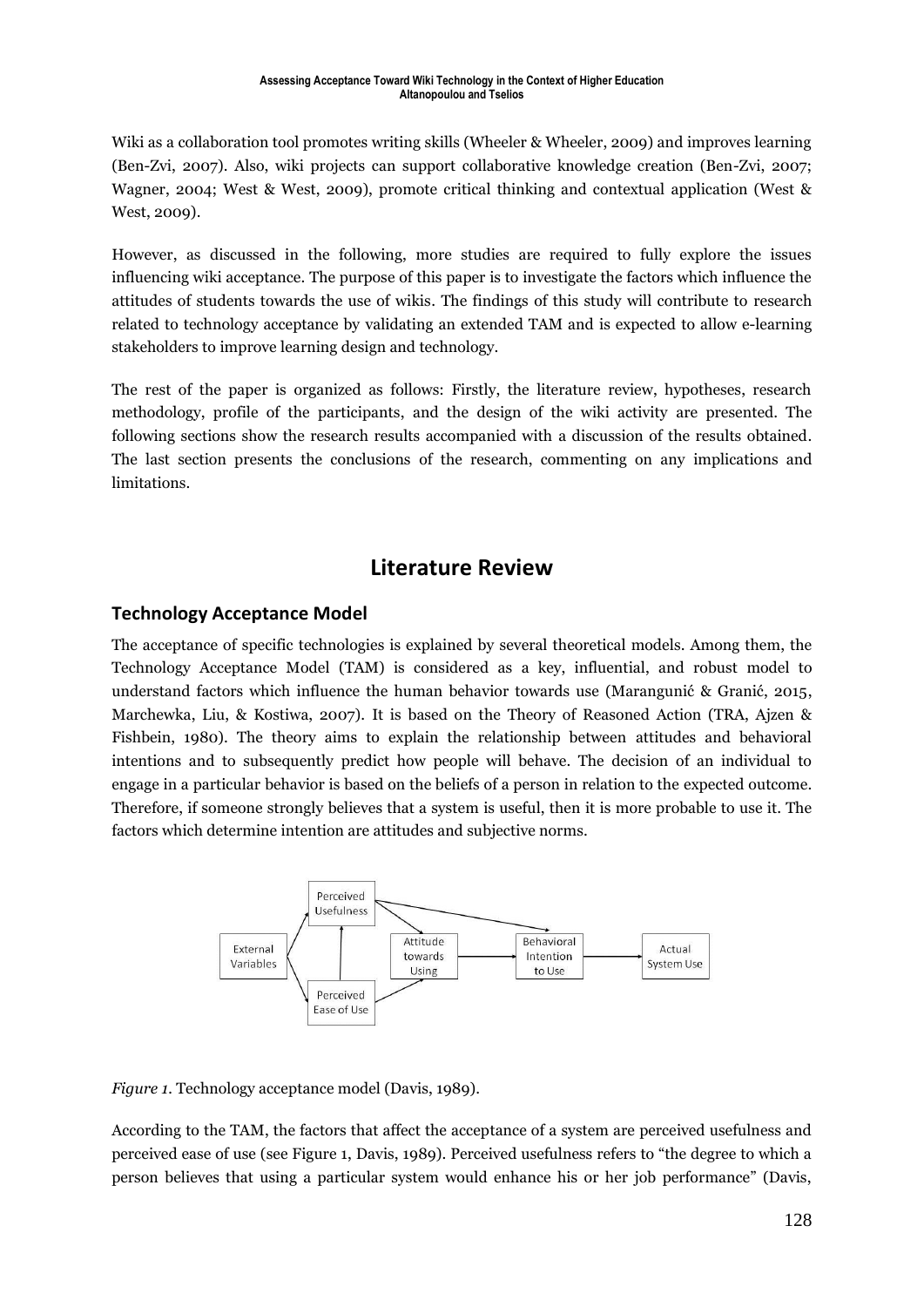Wiki as a collaboration tool promotes writing skills (Wheeler & Wheeler, 2009) and improves learning (Ben-Zvi, 2007). Also, wiki projects can support collaborative knowledge creation (Ben-Zvi, 2007; Wagner, 2004; West & West, 2009), promote critical thinking and contextual application (West & West, 2009).

However, as discussed in the following, more studies are required to fully explore the issues influencing wiki acceptance. The purpose of this paper is to investigate the factors which influence the attitudes of students towards the use of wikis. The findings of this study will contribute to research related to technology acceptance by validating an extended TAM and is expected to allow e-learning stakeholders to improve learning design and technology.

The rest of the paper is organized as follows: Firstly, the literature review, hypotheses, research methodology, profile of the participants, and the design of the wiki activity are presented. The following sections show the research results accompanied with a discussion of the results obtained. The last section presents the conclusions of the research, commenting on any implications and limitations.

# Literature Review

## Technology Acceptance Model

The acceptance of specific technologies is explained by several theoretical models. Among them, the Technology Acceptance Model (TAM) is considered as a key, influential, and robust model to understand factors which influence the human behavior towards use (Marangunić & Granić, 2015, Marchewka, Liu, & Kostiwa, 2007). It is based on the Theory of Reasoned Action (TRA, Ajzen & Fishbein, 1980). The theory aims to explain the relationship between attitudes and behavioral intentions and to subsequently predict how people will behave. The decision of an individual to engage in a particular behavior is based on the beliefs of a person in relation to the expected outcome. Therefore, if someone strongly believes that a system is useful, then it is more probable to use it. The factors which determine intention are attitudes and subjective norms.

External Variables

Perceived Usefulness

Perceived Ease of Use

Attitude towards Using

Behavioral Intention to Use

Actual System Use

*Figure 1.* Technology acceptance model (Davis, 1989).

According to the TAM, the factors that affect the acceptance of a system are perceived usefulness and perceived ease of use (see Figure 1, Davis, 1989). Perceived usefulness refers to "the degree to which a person believes that using a particular system would enhance his or her job performance" (Davis,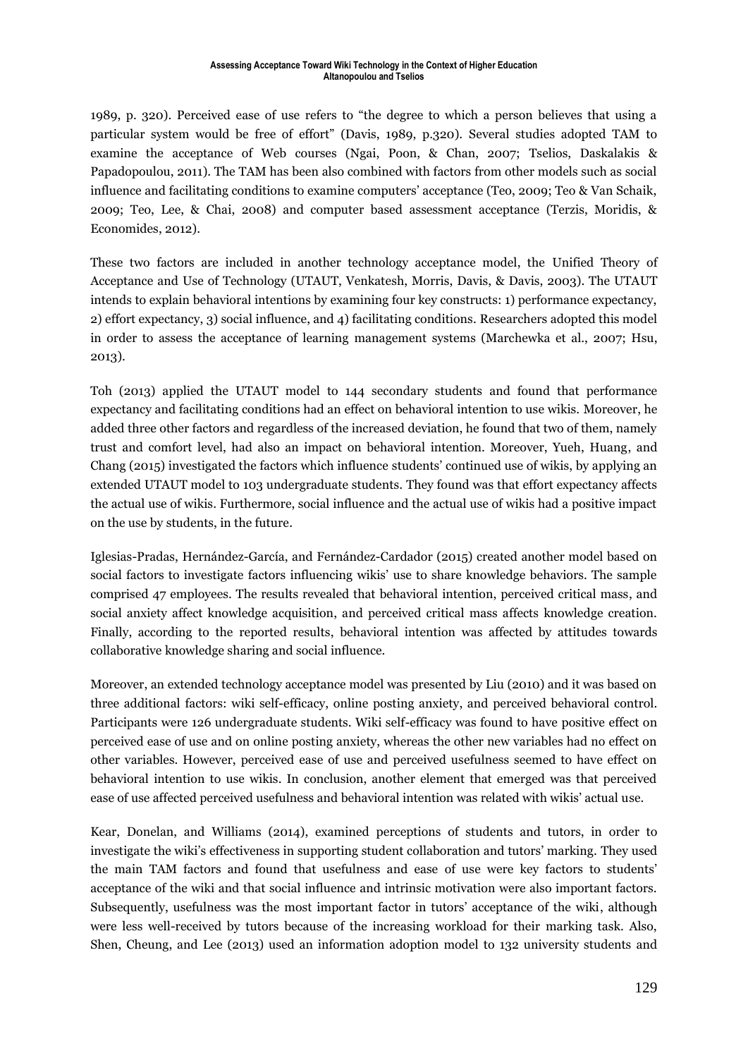1989, p. 320). Perceived ease of use refers to "the degree to which a person believes that using a particular system would be free of effort" (Davis, 1989, p.320). Several studies adopted TAM to examine the acceptance of Web courses (Ngai, Poon, & Chan, 2007; Tselios, Daskalakis & Papadopoulou, 2011). The TAM has been also combined with factors from other models such as social influence and facilitating conditions to examine computers' acceptance (Teo, 2009; Teo & Van Schaik, 2009; Teo, Lee, & Chai, 2008) and computer based assessment acceptance (Terzis, Moridis, & Economides, 2012).

These two factors are included in another technology acceptance model, the Unified Theory of Acceptance and Use of Technology (UTAUT, Venkatesh, Morris, Davis, & Davis, 2003). The UTAUT intends to explain behavioral intentions by examining four key constructs: 1) performance expectancy, 2) effort expectancy, 3) social influence, and 4) facilitating conditions. Researchers adopted this model in order to assess the acceptance of learning management systems (Marchewka et al., 2007; Hsu, 2013).

Toh (2013) applied the UTAUT model to 144 secondary students and found that performance expectancy and facilitating conditions had an effect on behavioral intention to use wikis. Moreover, he added three other factors and regardless of the increased deviation, he found that two of them, namely trust and comfort level, had also an impact on behavioral intention. Moreover, Yueh, Huang, and Chang (2015) investigated the factors which influence students' continued use of wikis, by applying an extended UTAUT model to 103 undergraduate students. They found was that effort expectancy affects the actual use of wikis. Furthermore, social influence and the actual use of wikis had a positive impact on the use by students, in the future.

Iglesias-Pradas, Hernández-García, and Fernández-Cardador (2015) created another model based on social factors to investigate factors influencing wikis' use to share knowledge behaviors. The sample comprised 47 employees. The results revealed that behavioral intention, perceived critical mass, and social anxiety affect knowledge acquisition, and perceived critical mass affects knowledge creation. Finally, according to the reported results, behavioral intention was affected by attitudes towards collaborative knowledge sharing and social influence.

Moreover, an extended technology acceptance model was presented by Liu (2010) and it was based on three additional factors: wiki self-efficacy, online posting anxiety, and perceived behavioral control. Participants were 126 undergraduate students. Wiki self-efficacy was found to have positive effect on perceived ease of use and on online posting anxiety, whereas the other new variables had no effect on other variables. However, perceived ease of use and perceived usefulness seemed to have effect on behavioral intention to use wikis. In conclusion, another element that emerged was that perceived ease of use affected perceived usefulness and behavioral intention was related with wikis' actual use.

Kear, Donelan, and Williams (2014), examined perceptions of students and tutors, in order to investigate the wiki's effectiveness in supporting student collaboration and tutors' marking. They used the main TAM factors and found that usefulness and ease of use were key factors to students' acceptance of the wiki and that social influence and intrinsic motivation were also important factors. Subsequently, usefulness was the most important factor in tutors' acceptance of the wiki, although were less well-received by tutors because of the increasing workload for their marking task. Also, Shen, Cheung, and Lee (2013) used an information adoption model to 132 university students and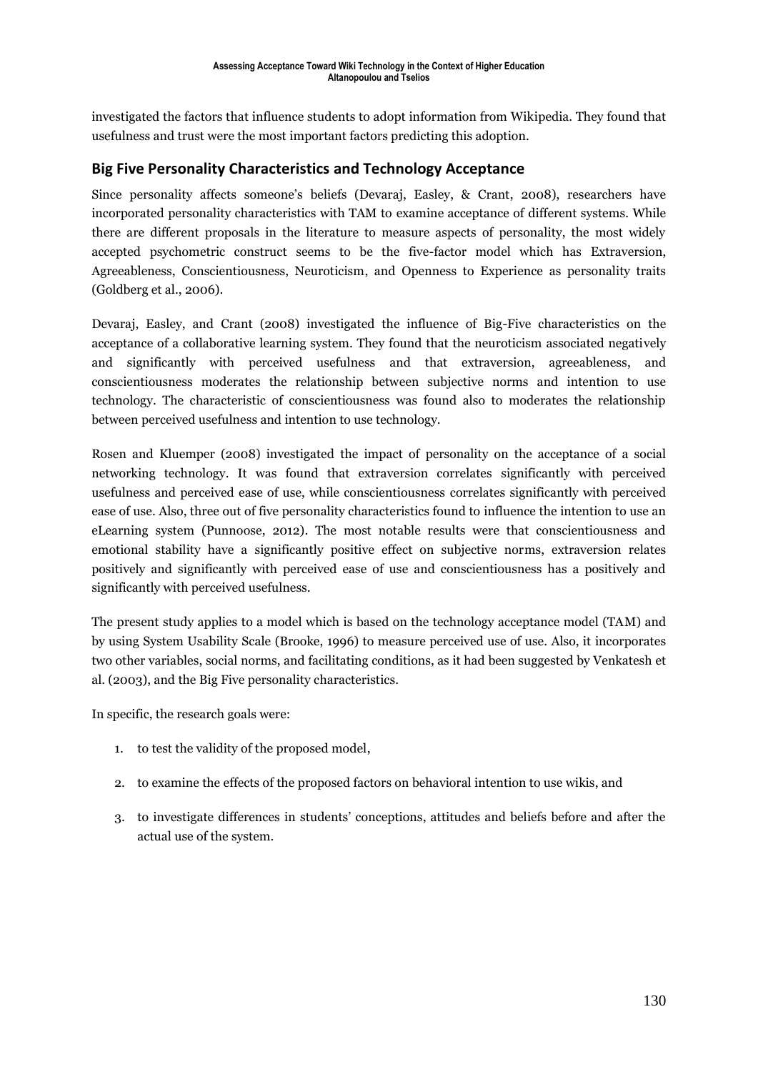investigated the factors that influence students to adopt information from Wikipedia. They found that usefulness and trust were the most important factors predicting this adoption.

## Big Five Personality Characteristics and Technology Acceptance

Since personality affects someone's beliefs (Devaraj, Easley, & Crant, 2008), researchers have incorporated personality characteristics with TAM to examine acceptance of different systems. While there are different proposals in the literature to measure aspects of personality, the most widely accepted psychometric construct seems to be the five-factor model which has Extraversion, Agreeableness, Conscientiousness, Neuroticism, and Openness to Experience as personality traits (Goldberg et al., 2006).

Devaraj, Easley, and Crant (2008) investigated the influence of Big-Five characteristics on the acceptance of a collaborative learning system. They found that the neuroticism associated negatively and significantly with perceived usefulness and that extraversion, agreeableness, and conscientiousness moderates the relationship between subjective norms and intention to use technology. The characteristic of conscientiousness was found also to moderates the relationship between perceived usefulness and intention to use technology.

Rosen and Kluemper (2008) investigated the impact of personality on the acceptance of a social networking technology. It was found that extraversion correlates significantly with perceived usefulness and perceived ease of use, while conscientiousness correlates significantly with perceived ease of use. Also, three out of five personality characteristics found to influence the intention to use an eLearning system (Punnoose, 2012). The most notable results were that conscientiousness and emotional stability have a significantly positive effect on subjective norms, extraversion relates positively and significantly with perceived ease of use and conscientiousness has a positively and significantly with perceived usefulness.

The present study applies to a model which is based on the technology acceptance model (TAM) and by using System Usability Scale (Brooke, 1996) to measure perceived use of use. Also, it incorporates two other variables, social norms, and facilitating conditions, as it had been suggested by Venkatesh et al. (2003), and the Big Five personality characteristics.

In specific, the research goals were:

1. to test the validity of the proposed model,
2. to examine the effects of the proposed factors on behavioral intention to use wikis, and
3. to investigate differences in students' conceptions, attitudes and beliefs before and after the actual use of the system.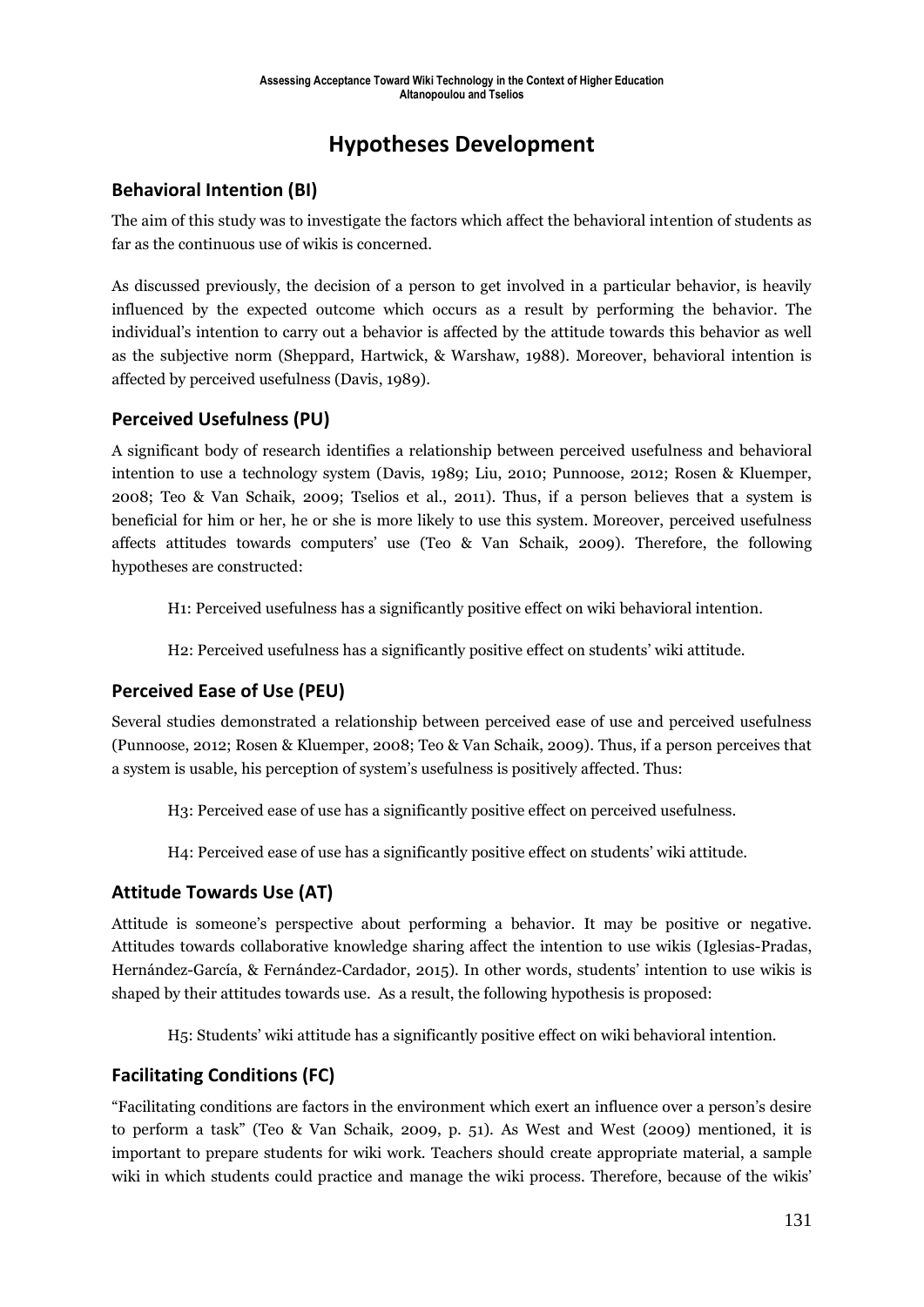# Hypotheses Development

## Behavioral Intention (BI)

The aim of this study was to investigate the factors which affect the behavioral intention of students as far as the continuous use of wikis is concerned.

As discussed previously, the decision of a person to get involved in a particular behavior, is heavily influenced by the expected outcome which occurs as a result by performing the behavior. The individual's intention to carry out a behavior is affected by the attitude towards this behavior as well as the subjective norm (Sheppard, Hartwick, & Warshaw, 1988). Moreover, behavioral intention is affected by perceived usefulness (Davis, 1989).

## Perceived Usefulness (PU)

A significant body of research identifies a relationship between perceived usefulness and behavioral intention to use a technology system (Davis, 1989; Liu, 2010; Punnoose, 2012; Rosen & Kluemper, 2008; Teo & Van Schaik, 2009; Tselios et al., 2011). Thus, if a person believes that a system is beneficial for him or her, he or she is more likely to use this system. Moreover, perceived usefulness affects attitudes towards computers' use (Teo & Van Schaik, 2009). Therefore, the following hypotheses are constructed:

H1: Perceived usefulness has a significantly positive effect on wiki behavioral intention.

H2: Perceived usefulness has a significantly positive effect on students' wiki attitude.

## Perceived Ease of Use (PEU)

Several studies demonstrated a relationship between perceived ease of use and perceived usefulness (Punnoose, 2012; Rosen & Kluemper, 2008; Teo & Van Schaik, 2009). Thus, if a person perceives that a system is usable, his perception of system's usefulness is positively affected. Thus:

H3: Perceived ease of use has a significantly positive effect on perceived usefulness.

H4: Perceived ease of use has a significantly positive effect on students' wiki attitude.

## Attitude Towards Use (AT)

Attitude is someone's perspective about performing a behavior. It may be positive or negative. Attitudes towards collaborative knowledge sharing affect the intention to use wikis (Iglesias-Pradas, Hernández-García, & Fernández-Cardador, 2015). In other words, students' intention to use wikis is shaped by their attitudes towards use. As a result, the following hypothesis is proposed:

H5: Students' wiki attitude has a significantly positive effect on wiki behavioral intention.

## Facilitating Conditions (FC)

"Facilitating conditions are factors in the environment which exert an influence over a person's desire to perform a task" (Teo & Van Schaik, 2009, p. 51). As West and West (2009) mentioned, it is important to prepare students for wiki work. Teachers should create appropriate material, a sample wiki in which students could practice and manage the wiki process. Therefore, because of the wikis'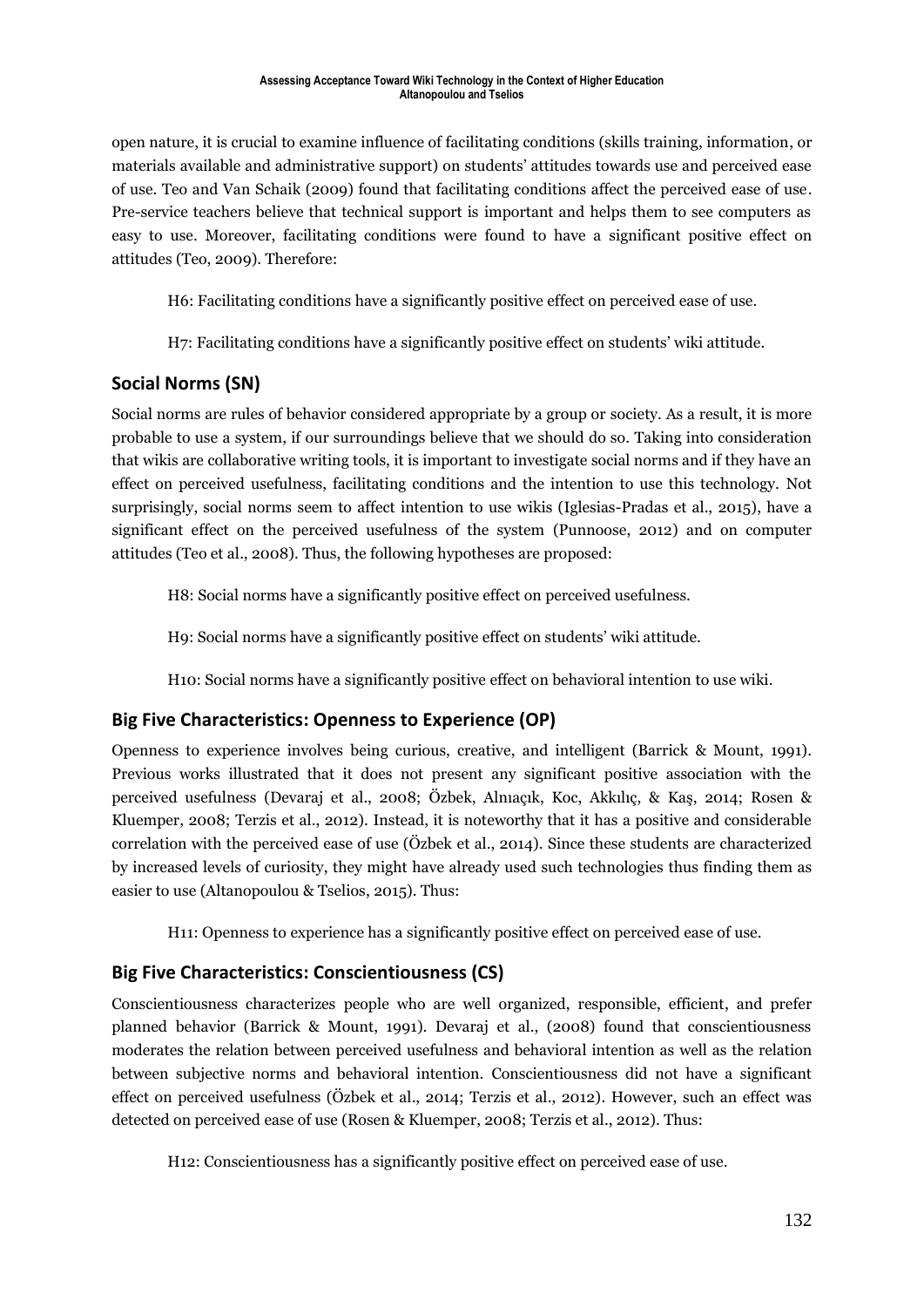open nature, it is crucial to examine influence of facilitating conditions (skills training, information, or materials available and administrative support) on students' attitudes towards use and perceived ease of use. Teo and Van Schaik (2009) found that facilitating conditions affect the perceived ease of use. Pre-service teachers believe that technical support is important and helps them to see computers as easy to use. Moreover, facilitating conditions were found to have a significant positive effect on attitudes (Teo, 2009). Therefore:

H6: Facilitating conditions have a significantly positive effect on perceived ease of use.

H7: Facilitating conditions have a significantly positive effect on students' wiki attitude.

## Social Norms (SN)

Social norms are rules of behavior considered appropriate by a group or society. As a result, it is more probable to use a system, if our surroundings believe that we should do so. Taking into consideration that wikis are collaborative writing tools, it is important to investigate social norms and if they have an effect on perceived usefulness, facilitating conditions and the intention to use this technology. Not surprisingly, social norms seem to affect intention to use wikis (Iglesias-Pradas et al., 2015), have a significant effect on the perceived usefulness of the system (Punnoose, 2012) and on computer attitudes (Teo et al., 2008). Thus, the following hypotheses are proposed:

H8: Social norms have a significantly positive effect on perceived usefulness.

H9: Social norms have a significantly positive effect on students' wiki attitude.

H10: Social norms have a significantly positive effect on behavioral intention to use wiki.

## Big Five Characteristics: Openness to Experience (OP)

Openness to experience involves being curious, creative, and intelligent (Barrick & Mount, 1991). Previous works illustrated that it does not present any significant positive association with the perceived usefulness (Devaraj et al., 2008; Özbek, Alnıaçık, Koc, Akkılıç, & Kaş, 2014; Rosen & Kluemper, 2008; Terzis et al., 2012). Instead, it is noteworthy that it has a positive and considerable correlation with the perceived ease of use (Özbek et al., 2014). Since these students are characterized by increased levels of curiosity, they might have already used such technologies thus finding them as easier to use (Altanopoulou & Tselios, 2015). Thus:

H11: Openness to experience has a significantly positive effect on perceived ease of use.

## Big Five Characteristics: Conscientiousness (CS)

Conscientiousness characterizes people who are well organized, responsible, efficient, and prefer planned behavior (Barrick & Mount, 1991). Devaraj et al., (2008) found that conscientiousness moderates the relation between perceived usefulness and behavioral intention as well as the relation between subjective norms and behavioral intention. Conscientiousness did not have a significant effect on perceived usefulness (Özbek et al., 2014; Terzis et al., 2012). However, such an effect was detected on perceived ease of use (Rosen & Kluemper, 2008; Terzis et al., 2012). Thus:

H12: Conscientiousness has a significantly positive effect on perceived ease of use.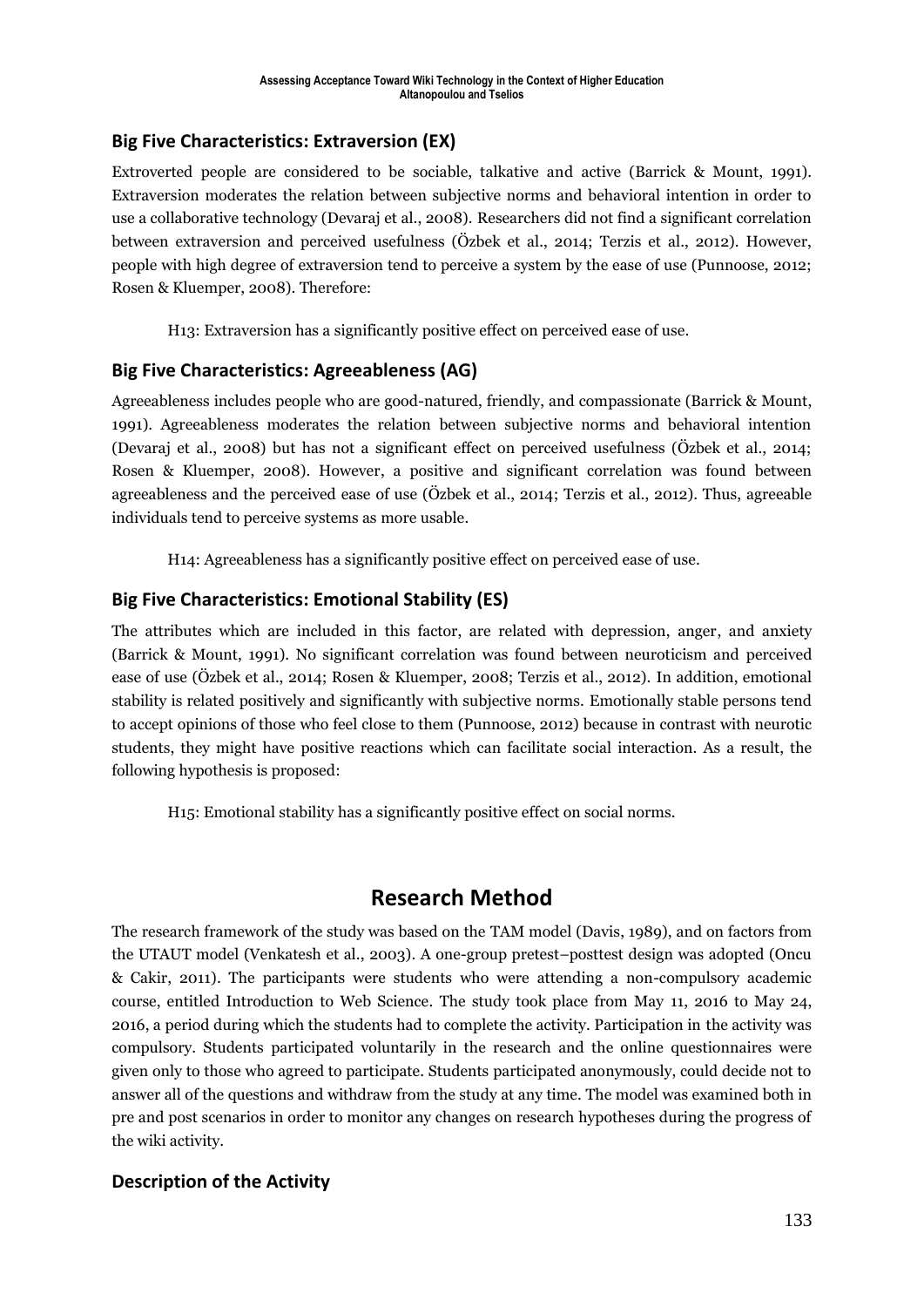### Big Five Characteristics: Extraversion (EX)

Extroverted people are considered to be sociable, talkative and active (Barrick & Mount, 1991). Extraversion moderates the relation between subjective norms and behavioral intention in order to use a collaborative technology (Devaraj et al., 2008). Researchers did not find a significant correlation between extraversion and perceived usefulness (Özbek et al., 2014; Terzis et al., 2012). However, people with high degree of extraversion tend to perceive a system by the ease of use (Punnoose, 2012; Rosen & Kluemper, 2008). Therefore:

H13: Extraversion has a significantly positive effect on perceived ease of use.

### Big Five Characteristics: Agreeableness (AG)

Agreeableness includes people who are good-natured, friendly, and compassionate (Barrick & Mount, 1991). Agreeableness moderates the relation between subjective norms and behavioral intention (Devaraj et al., 2008) but has not a significant effect on perceived usefulness (Özbek et al., 2014; Rosen & Kluemper, 2008). However, a positive and significant correlation was found between agreeableness and the perceived ease of use (Özbek et al., 2014; Terzis et al., 2012). Thus, agreeable individuals tend to perceive systems as more usable.

H14: Agreeableness has a significantly positive effect on perceived ease of use.

### Big Five Characteristics: Emotional Stability (ES)

The attributes which are included in this factor, are related with depression, anger, and anxiety (Barrick & Mount, 1991). No significant correlation was found between neuroticism and perceived ease of use (Özbek et al., 2014; Rosen & Kluemper, 2008; Terzis et al., 2012). In addition, emotional stability is related positively and significantly with subjective norms. Emotionally stable persons tend to accept opinions of those who feel close to them (Punnoose, 2012) because in contrast with neurotic students, they might have positive reactions which can facilitate social interaction. As a result, the following hypothesis is proposed:

H15: Emotional stability has a significantly positive effect on social norms.

## Research Method

The research framework of the study was based on the TAM model (Davis, 1989), and on factors from the UTAUT model (Venkatesh et al., 2003). A one-group pretest–posttest design was adopted (Oncu & Cakir, 2011). The participants were students who were attending a non-compulsory academic course, entitled Introduction to Web Science. The study took place from May 11, 2016 to May 24, 2016, a period during which the students had to complete the activity. Participation in the activity was compulsory. Students participated voluntarily in the research and the online questionnaires were given only to those who agreed to participate. Students participated anonymously, could decide not to answer all of the questions and withdraw from the study at any time. The model was examined both in pre and post scenarios in order to monitor any changes on research hypotheses during the progress of the wiki activity.

### Description of the Activity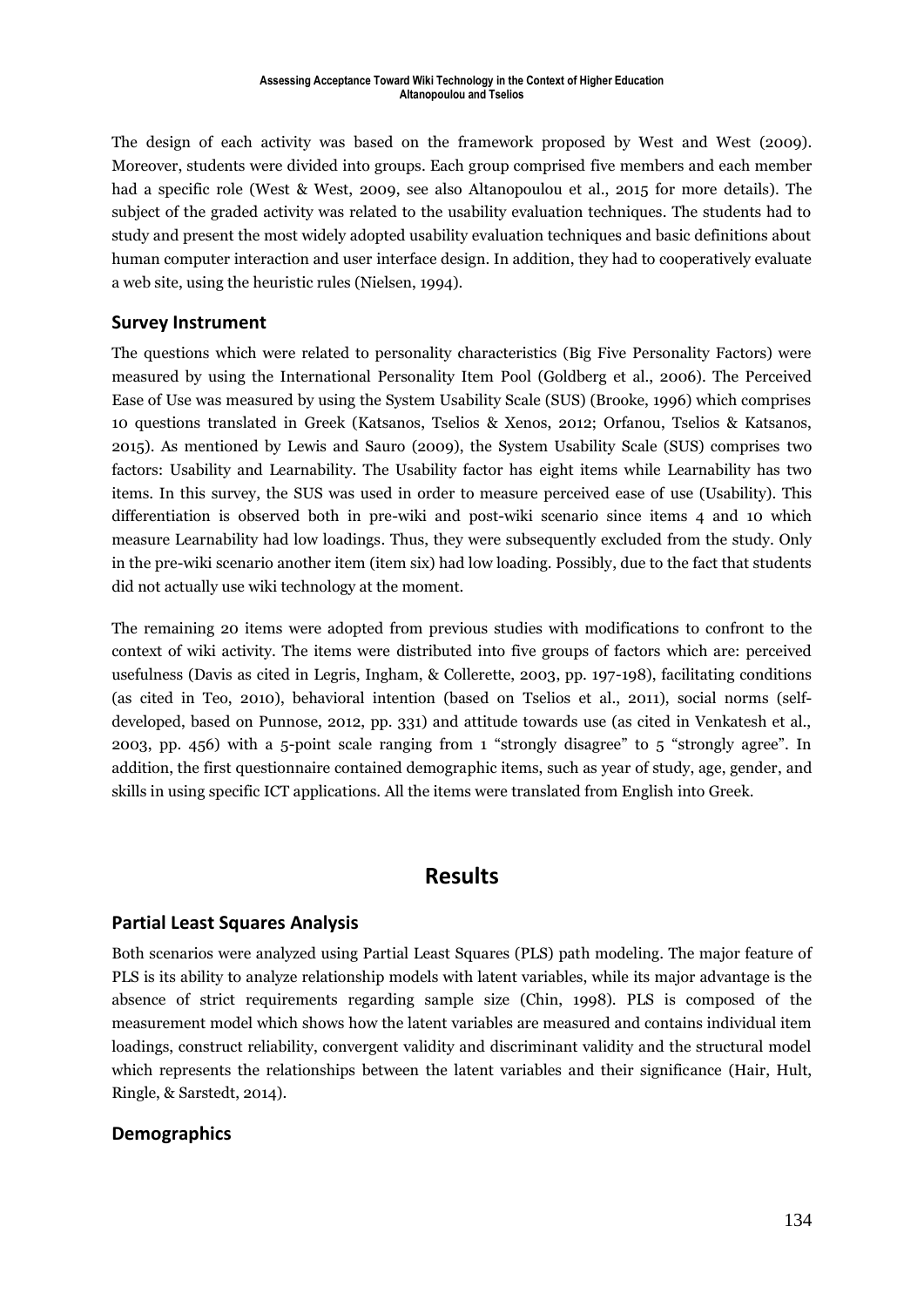The design of each activity was based on the framework proposed by West and West (2009). Moreover, students were divided into groups. Each group comprised five members and each member had a specific role (West & West, 2009, see also Altanopoulou et al., 2015 for more details). The subject of the graded activity was related to the usability evaluation techniques. The students had to study and present the most widely adopted usability evaluation techniques and basic definitions about human computer interaction and user interface design. In addition, they had to cooperatively evaluate a web site, using the heuristic rules (Nielsen, 1994).

## Survey Instrument

The questions which were related to personality characteristics (Big Five Personality Factors) were measured by using the International Personality Item Pool (Goldberg et al., 2006). The Perceived Ease of Use was measured by using the System Usability Scale (SUS) (Brooke, 1996) which comprises 10 questions translated in Greek (Katsanos, Tselios & Xenos, 2012; Orfanou, Tselios & Katsanos, 2015). As mentioned by Lewis and Sauro (2009), the System Usability Scale (SUS) comprises two factors: Usability and Learnability. The Usability factor has eight items while Learnability has two items. In this survey, the SUS was used in order to measure perceived ease of use (Usability). This differentiation is observed both in pre-wiki and post-wiki scenario since items 4 and 10 which measure Learnability had low loadings. Thus, they were subsequently excluded from the study. Only in the pre-wiki scenario another item (item six) had low loading. Possibly, due to the fact that students did not actually use wiki technology at the moment.

The remaining 20 items were adopted from previous studies with modifications to confront to the context of wiki activity. The items were distributed into five groups of factors which are: perceived usefulness (Davis as cited in Legris, Ingham, & Collerette, 2003, pp. 197-198), facilitating conditions (as cited in Teo, 2010), behavioral intention (based on Tselios et al., 2011), social norms (self-developed, based on Punnose, 2012, pp. 331) and attitude towards use (as cited in Venkatesh et al., 2003, pp. 456) with a 5-point scale ranging from 1 "strongly disagree" to 5 "strongly agree". In addition, the first questionnaire contained demographic items, such as year of study, age, gender, and skills in using specific ICT applications. All the items were translated from English into Greek.

# Results

## Partial Least Squares Analysis

Both scenarios were analyzed using Partial Least Squares (PLS) path modeling. The major feature of PLS is its ability to analyze relationship models with latent variables, while its major advantage is the absence of strict requirements regarding sample size (Chin, 1998). PLS is composed of the measurement model which shows how the latent variables are measured and contains individual item loadings, construct reliability, convergent validity and discriminant validity and the structural model which represents the relationships between the latent variables and their significance (Hair, Hult, Ringle, & Sarstedt, 2014).

## Demographics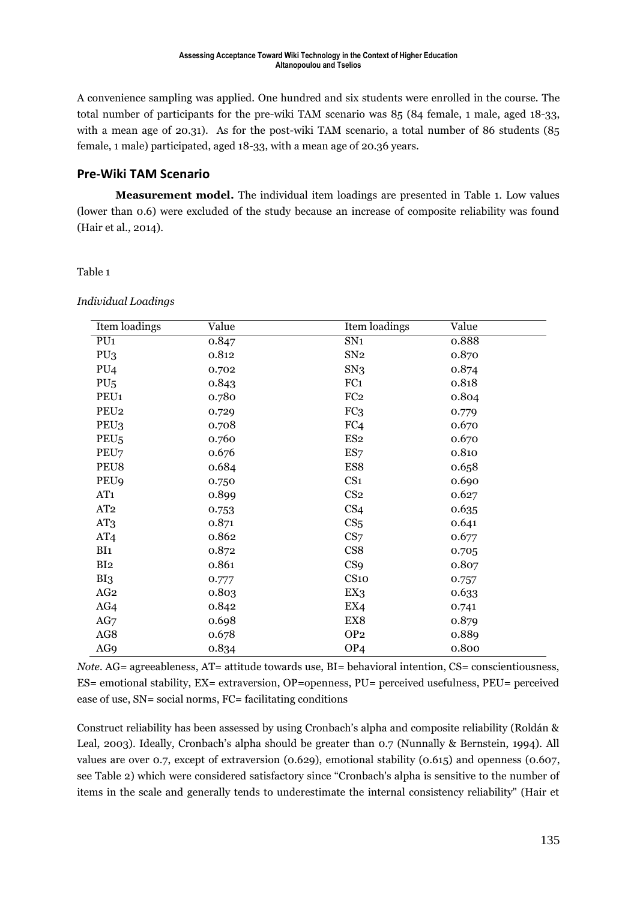A convenience sampling was applied. One hundred and six students were enrolled in the course. The total number of participants for the pre-wiki TAM scenario was 85 (84 female, 1 male, aged 18-33, with a mean age of 20.31). As for the post-wiki TAM scenario, a total number of 86 students (85 female, 1 male) participated, aged 18-33, with a mean age of 20.36 years.

## Pre-Wiki TAM Scenario

**Measurement model.** The individual item loadings are presented in Table 1. Low values (lower than 0.6) were excluded of the study because an increase of composite reliability was found (Hair et al., 2014).

Table 1

*Individual Loadings*

| Item loadings | Value | Item loadings | Value |
|---|---|---|---|
| PU1 | 0.847 | SN1 | 0.888 |
| PU3 | 0.812 | SN2 | 0.870 |
| PU4 | 0.702 | SN3 | 0.874 |
| PU5 | 0.843 | FC1 | 0.818 |
| PEU1 | 0.780 | FC2 | 0.804 |
| PEU2 | 0.729 | FC3 | 0.779 |
| PEU3 | 0.708 | FC4 | 0.670 |
| PEU5 | 0.760 | ES2 | 0.670 |
| PEU7 | 0.676 | ES7 | 0.810 |
| PEU8 | 0.684 | ES8 | 0.658 |
| PEU9 | 0.750 | CS1 | 0.690 |
| AT1 | 0.899 | CS2 | 0.627 |
| AT2 | 0.753 | CS4 | 0.635 |
| AT3 | 0.871 | CS5 | 0.641 |
| AT4 | 0.862 | CS7 | 0.677 |
| BI1 | 0.872 | CS8 | 0.705 |
| BI2 | 0.861 | CS9 | 0.807 |
| BI3 | 0.777 | CS10 | 0.757 |
| AG2 | 0.803 | EX3 | 0.633 |
| AG4 | 0.842 | EX4 | 0.741 |
| AG7 | 0.698 | EX8 | 0.879 |
| AG8 | 0.678 | OP2 | 0.889 |
| AG9 | 0.834 | OP4 | 0.800 |

*Note.* AG= agreeableness, AT= attitude towards use, BI= behavioral intention, CS= conscientiousness, ES= emotional stability, EX= extraversion, OP=openness, PU= perceived usefulness, PEU= perceived ease of use, SN= social norms, FC= facilitating conditions

Construct reliability has been assessed by using Cronbach's alpha and composite reliability (Roldán & Leal, 2003). Ideally, Cronbach's alpha should be greater than 0.7 (Nunnally & Bernstein, 1994). All values are over 0.7, except of extraversion (0.629), emotional stability (0.615) and openness (0.607, see Table 2) which were considered satisfactory since "Cronbach's alpha is sensitive to the number of items in the scale and generally tends to underestimate the internal consistency reliability" (Hair et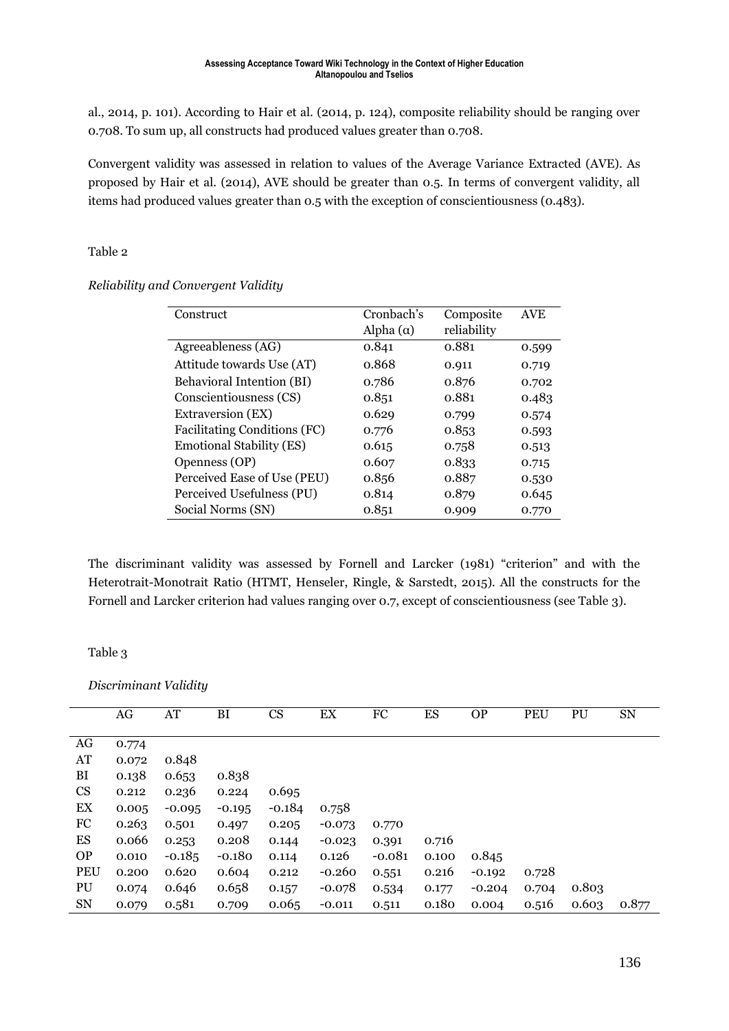al., 2014, p. 101). According to Hair et al. (2014, p. 124), composite reliability should be ranging over 0.708. To sum up, all constructs had produced values greater than 0.708.

Convergent validity was assessed in relation to values of the Average Variance Extracted (AVE). As proposed by Hair et al. (2014), AVE should be greater than 0.5. In terms of convergent validity, all items had produced values greater than 0.5 with the exception of conscientiousness (0.483).

Table 2

*Reliability and Convergent Validity*

| Construct | Cronbach's Alpha (α) | Composite reliability | AVE |
|---|---|---|---|
| Agreeableness (AG) | 0.841 | 0.881 | 0.599 |
| Attitude towards Use (AT) | 0.868 | 0.911 | 0.719 |
| Behavioral Intention (BI) | 0.786 | 0.876 | 0.702 |
| Conscientiousness (CS) | 0.851 | 0.881 | 0.483 |
| Extraversion (EX) | 0.629 | 0.799 | 0.574 |
| Facilitating Conditions (FC) | 0.776 | 0.853 | 0.593 |
| Emotional Stability (ES) | 0.615 | 0.758 | 0.513 |
| Openness (OP) | 0.607 | 0.833 | 0.715 |
| Perceived Ease of Use (PEU) | 0.856 | 0.887 | 0.530 |
| Perceived Usefulness (PU) | 0.814 | 0.879 | 0.645 |
| Social Norms (SN) | 0.851 | 0.909 | 0.770 |

The discriminant validity was assessed by Fornell and Larcker (1981) "criterion" and with the Heterotrait-Monotrait Ratio (HTMT, Henseler, Ringle, & Sarstedt, 2015). All the constructs for the Fornell and Larcker criterion had values ranging over 0.7, except of conscientiousness (see Table 3).

Table 3

*Discriminant Validity*

| | AG | AT | BI | CS | EX | FC | ES | OP | PEU | PU | SN |
|---|---|---|---|---|---|---|---|---|---|---|---|
| AG | 0.774 | | | | | | | | | | |
| AT | 0.072 | 0.848 | | | | | | | | | |
| BI | 0.138 | 0.653 | 0.838 | | | | | | | | |
| CS | 0.212 | 0.236 | 0.224 | 0.695 | | | | | | | |
| EX | 0.005 | -0.095 | -0.195 | -0.184 | 0.758 | | | | | | |
| FC | 0.263 | 0.501 | 0.497 | 0.205 | -0.073 | 0.770 | | | | | |
| ES | 0.066 | 0.253 | 0.208 | 0.144 | -0.023 | 0.391 | 0.716 | | | | |
| OP | 0.010 | -0.185 | -0.180 | 0.114 | 0.126 | -0.081 | 0.100 | 0.845 | | | |
| PEU | 0.200 | 0.620 | 0.604 | 0.212 | -0.260 | 0.551 | 0.216 | -0.192 | 0.728 | | |
| PU | 0.074 | 0.646 | 0.658 | 0.157 | -0.078 | 0.534 | 0.177 | -0.204 | 0.704 | 0.803 | |
| SN | 0.079 | 0.581 | 0.709 | 0.065 | -0.011 | 0.511 | 0.180 | 0.004 | 0.516 | 0.603 | 0.877 |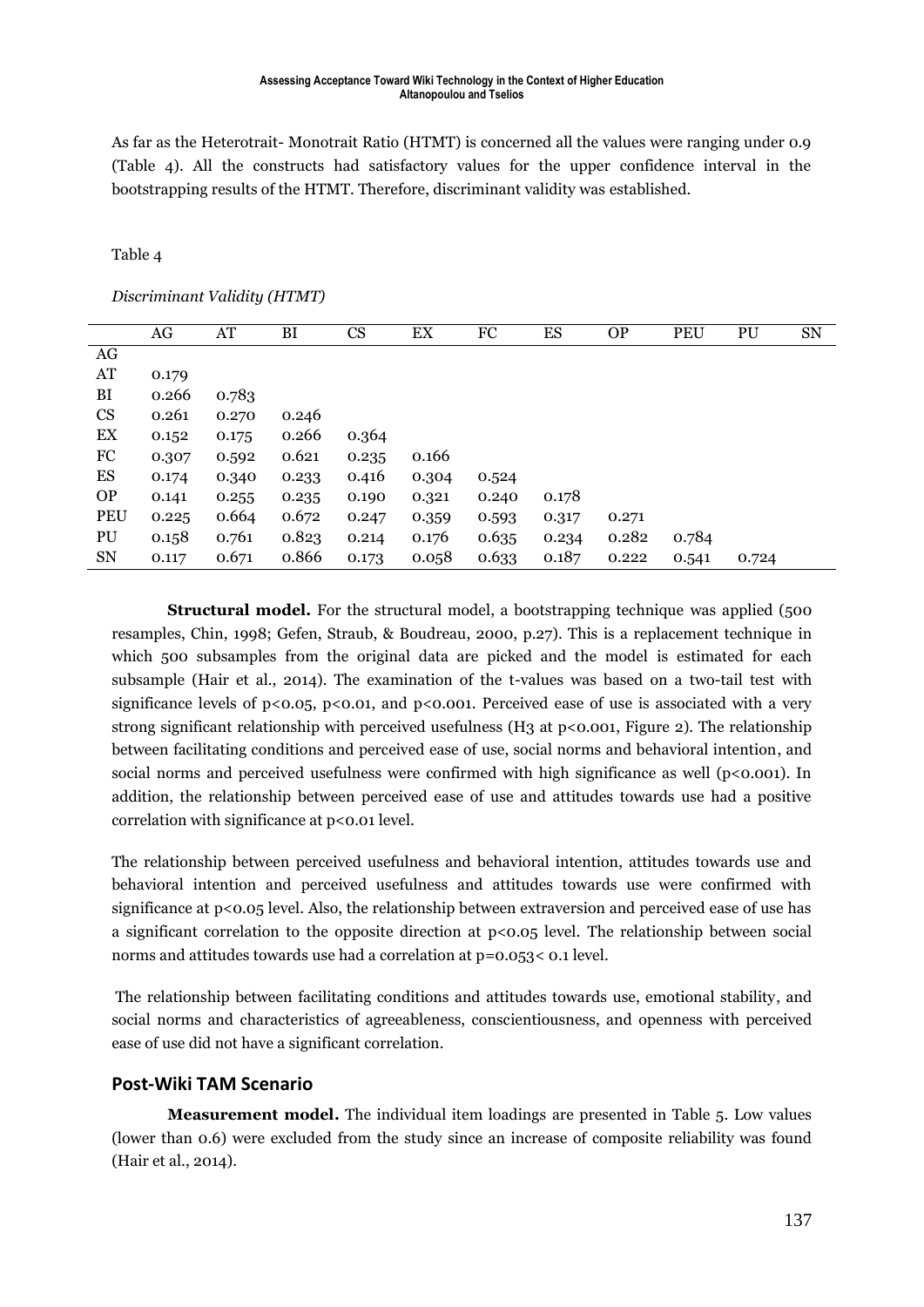As far as the Heterotrait- Monotrait Ratio (HTMT) is concerned all the values were ranging under 0.9 (Table 4). All the constructs had satisfactory values for the upper confidence interval in the bootstrapping results of the HTMT. Therefore, discriminant validity was established.

Table 4

*Discriminant Validity (HTMT)*

| | AG | AT | BI | CS | EX | FC | ES | OP | PEU | PU | SN |
|---|---|---|---|---|---|---|---|---|---|---|---|
| AG | | | | | | | | | | | |
| AT | 0.179 | | | | | | | | | | |
| BI | 0.266 | 0.783 | | | | | | | | | |
| CS | 0.261 | 0.270 | 0.246 | | | | | | | | |
| EX | 0.152 | 0.175 | 0.266 | 0.364 | | | | | | | |
| FC | 0.307 | 0.592 | 0.621 | 0.235 | 0.166 | | | | | | |
| ES | 0.174 | 0.340 | 0.233 | 0.416 | 0.304 | 0.524 | | | | | |
| OP | 0.141 | 0.255 | 0.235 | 0.190 | 0.321 | 0.240 | 0.178 | | | | |
| PEU | 0.225 | 0.664 | 0.672 | 0.247 | 0.359 | 0.593 | 0.317 | 0.271 | | | |
| PU | 0.158 | 0.761 | 0.823 | 0.214 | 0.176 | 0.635 | 0.234 | 0.282 | 0.784 | | |
| SN | 0.117 | 0.671 | 0.866 | 0.173 | 0.058 | 0.633 | 0.187 | 0.222 | 0.541 | 0.724 | |

**Structural model.** For the structural model, a bootstrapping technique was applied (500 resamples, Chin, 1998; Gefen, Straub, & Boudreau, 2000, p.27). This is a replacement technique in which 500 subsamples from the original data are picked and the model is estimated for each subsample (Hair et al., 2014). The examination of the t-values was based on a two-tail test with significance levels of $p<0.05$, $p<0.01$, and $p<0.001$. Perceived ease of use is associated with a very strong significant relationship with perceived usefulness (H3 at $p<0.001$, Figure 2). The relationship between facilitating conditions and perceived ease of use, social norms and behavioral intention, and social norms and perceived usefulness were confirmed with high significance as well ($p<0.001$). In addition, the relationship between perceived ease of use and attitudes towards use had a positive correlation with significance at $p<0.01$ level.

The relationship between perceived usefulness and behavioral intention, attitudes towards use and behavioral intention and perceived usefulness and attitudes towards use were confirmed with significance at $p<0.05$ level. Also, the relationship between extraversion and perceived ease of use has a significant correlation to the opposite direction at $p<0.05$ level. The relationship between social norms and attitudes towards use had a correlation at $p=0.053< 0.1$ level.

The relationship between facilitating conditions and attitudes towards use, emotional stability, and social norms and characteristics of agreeableness, conscientiousness, and openness with perceived ease of use did not have a significant correlation.

## Post-Wiki TAM Scenario

**Measurement model.** The individual item loadings are presented in Table 5. Low values (lower than 0.6) were excluded from the study since an increase of composite reliability was found (Hair et al., 2014).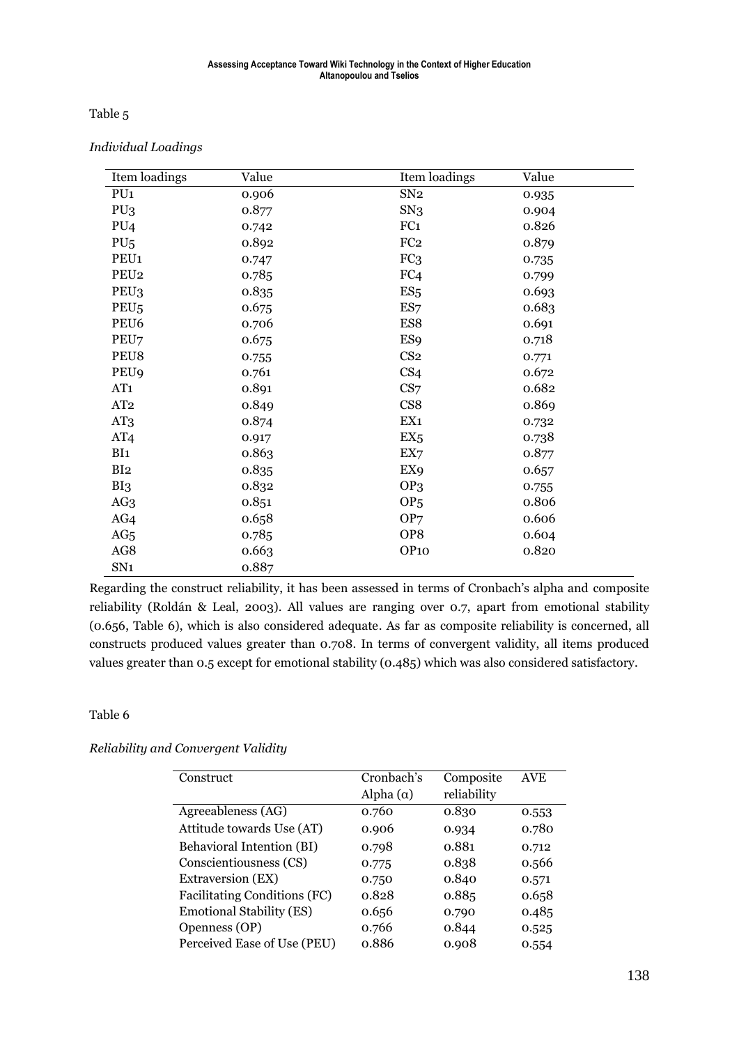Table 5

*Individual Loadings*

| Item loadings | Value | Item loadings | Value |
|---|---|---|---|
| PU1 | 0.906 | SN2 | 0.935 |
| PU3 | 0.877 | SN3 | 0.904 |
| PU4 | 0.742 | FC1 | 0.826 |
| PU5 | 0.892 | FC2 | 0.879 |
| PEU1 | 0.747 | FC3 | 0.735 |
| PEU2 | 0.785 | FC4 | 0.799 |
| PEU3 | 0.835 | ES5 | 0.693 |
| PEU5 | 0.675 | ES7 | 0.683 |
| PEU6 | 0.706 | ES8 | 0.691 |
| PEU7 | 0.675 | ES9 | 0.718 |
| PEU8 | 0.755 | CS2 | 0.771 |
| PEU9 | 0.761 | CS4 | 0.672 |
| AT1 | 0.891 | CS7 | 0.682 |
| AT2 | 0.849 | CS8 | 0.869 |
| AT3 | 0.874 | EX1 | 0.732 |
| AT4 | 0.917 | EX5 | 0.738 |
| BI1 | 0.863 | EX7 | 0.877 |
| BI2 | 0.835 | EX9 | 0.657 |
| BI3 | 0.832 | OP3 | 0.755 |
| AG3 | 0.851 | OP5 | 0.806 |
| AG4 | 0.658 | OP7 | 0.606 |
| AG5 | 0.785 | OP8 | 0.604 |
| AG8 | 0.663 | OP10 | 0.820 |
| SN1 | 0.887 | | |

Regarding the construct reliability, it has been assessed in terms of Cronbach's alpha and composite reliability (Roldán & Leal, 2003). All values are ranging over 0.7, apart from emotional stability (0.656, Table 6), which is also considered adequate. As far as composite reliability is concerned, all constructs produced values greater than 0.708. In terms of convergent validity, all items produced values greater than 0.5 except for emotional stability (0.485) which was also considered satisfactory.

Table 6

*Reliability and Convergent Validity*

| Construct | Cronbach's Alpha (α) | Composite reliability | AVE |
|---|---|---|---|
| Agreeableness (AG) | 0.760 | 0.830 | 0.553 |
| Attitude towards Use (AT) | 0.906 | 0.934 | 0.780 |
| Behavioral Intention (BI) | 0.798 | 0.881 | 0.712 |
| Conscientiousness (CS) | 0.775 | 0.838 | 0.566 |
| Extraversion (EX) | 0.750 | 0.840 | 0.571 |
| Facilitating Conditions (FC) | 0.828 | 0.885 | 0.658 |
| Emotional Stability (ES) | 0.656 | 0.790 | 0.485 |
| Openness (OP) | 0.766 | 0.844 | 0.525 |
| Perceived Ease of Use (PEU) | 0.886 | 0.908 | 0.554 |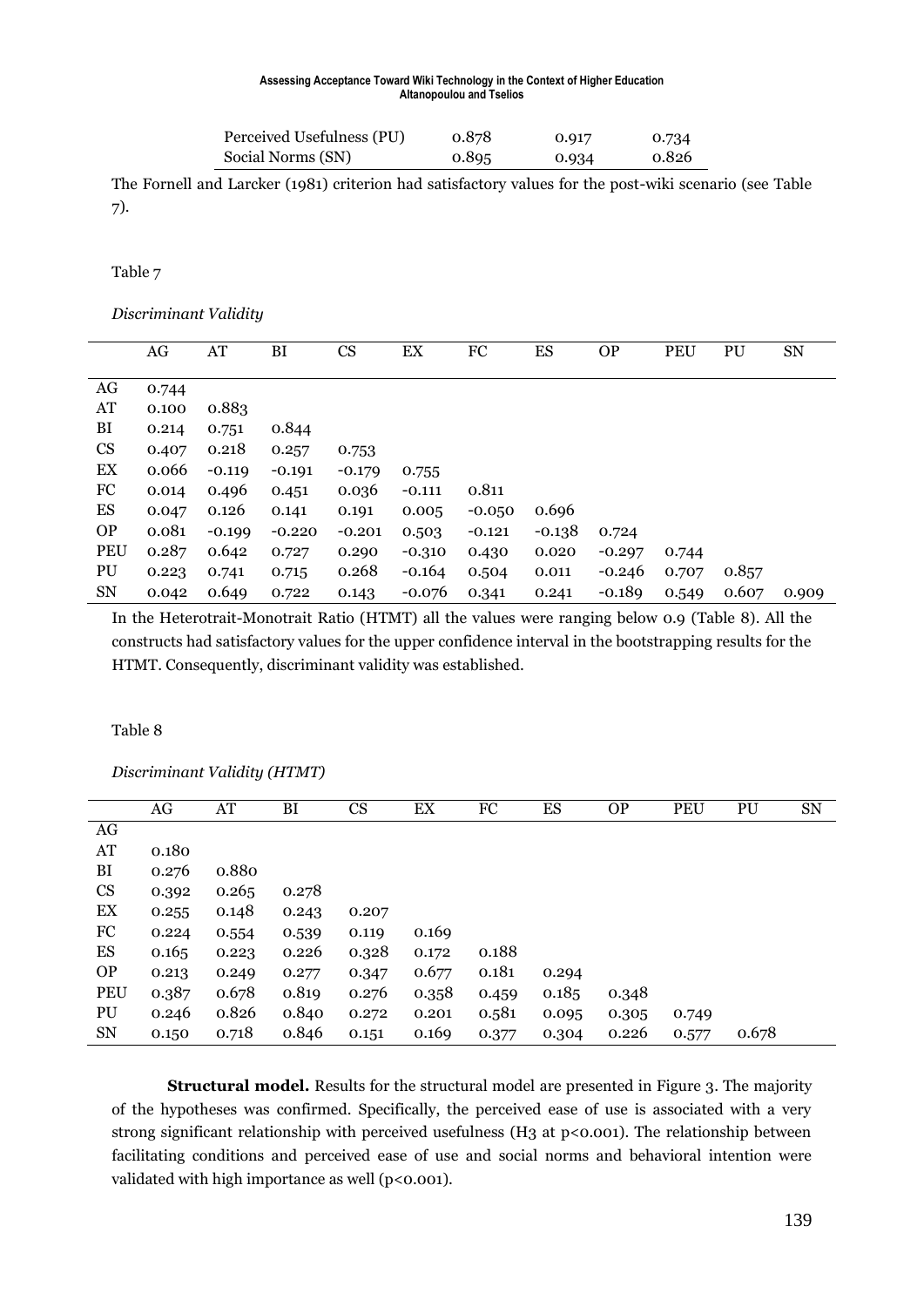| | | | |
|---|---|---|---|
| Perceived Usefulness (PU) | 0.878 | 0.917 | 0.734 |
| Social Norms (SN) | 0.895 | 0.934 | 0.826 |

The Fornell and Larcker (1981) criterion had satisfactory values for the post-wiki scenario (see Table 7).

Table 7

*Discriminant Validity*

| | AG | AT | BI | CS | EX | FC | ES | OP | PEU | PU | SN |
|---|---|---|---|---|---|---|---|---|---|---|---|
| AG | 0.744 | | | | | | | | | | |
| AT | 0.100 | 0.883 | | | | | | | | | |
| BI | 0.214 | 0.751 | 0.844 | | | | | | | | |
| CS | 0.407 | 0.218 | 0.257 | 0.753 | | | | | | | |
| EX | 0.066 | -0.119 | -0.191 | -0.179 | 0.755 | | | | | | |
| FC | 0.014 | 0.496 | 0.451 | 0.036 | -0.111 | 0.811 | | | | | |
| ES | 0.047 | 0.126 | 0.141 | 0.191 | 0.005 | -0.050 | 0.696 | | | | |
| OP | 0.081 | -0.199 | -0.220 | -0.201 | 0.503 | -0.121 | -0.138 | 0.724 | | | |
| PEU | 0.287 | 0.642 | 0.727 | 0.290 | -0.310 | 0.430 | 0.020 | -0.297 | 0.744 | | |
| PU | 0.223 | 0.741 | 0.715 | 0.268 | -0.164 | 0.504 | 0.011 | -0.246 | 0.707 | 0.857 | |
| SN | 0.042 | 0.649 | 0.722 | 0.143 | -0.076 | 0.341 | 0.241 | -0.189 | 0.549 | 0.607 | 0.909 |

In the Heterotrait-Monotrait Ratio (HTMT) all the values were ranging below 0.9 (Table 8). All the constructs had satisfactory values for the upper confidence interval in the bootstrapping results for the HTMT. Consequently, discriminant validity was established.

Table 8

*Discriminant Validity (HTMT)*

| | AG | AT | BI | CS | EX | FC | ES | OP | PEU | PU | SN |
|---|---|---|---|---|---|---|---|---|---|---|---|
| AG | | | | | | | | | | | |
| AT | 0.180 | | | | | | | | | | |
| BI | 0.276 | 0.880 | | | | | | | | | |
| CS | 0.392 | 0.265 | 0.278 | | | | | | | | |
| EX | 0.255 | 0.148 | 0.243 | 0.207 | | | | | | | |
| FC | 0.224 | 0.554 | 0.539 | 0.119 | 0.169 | | | | | | |
| ES | 0.165 | 0.223 | 0.226 | 0.328 | 0.172 | 0.188 | | | | | |
| OP | 0.213 | 0.249 | 0.277 | 0.347 | 0.677 | 0.181 | 0.294 | | | | |
| PEU | 0.387 | 0.678 | 0.819 | 0.276 | 0.358 | 0.459 | 0.185 | 0.348 | | | |
| PU | 0.246 | 0.826 | 0.840 | 0.272 | 0.201 | 0.581 | 0.095 | 0.305 | 0.749 | | |
| SN | 0.150 | 0.718 | 0.846 | 0.151 | 0.169 | 0.377 | 0.304 | 0.226 | 0.577 | 0.678 | |

**Structural model.** Results for the structural model are presented in Figure 3. The majority of the hypotheses was confirmed. Specifically, the perceived ease of use is associated with a very strong significant relationship with perceived usefulness (H3 at $p<0.001$). The relationship between facilitating conditions and perceived ease of use and social norms and behavioral intention were validated with high importance as well ($p<0.001$).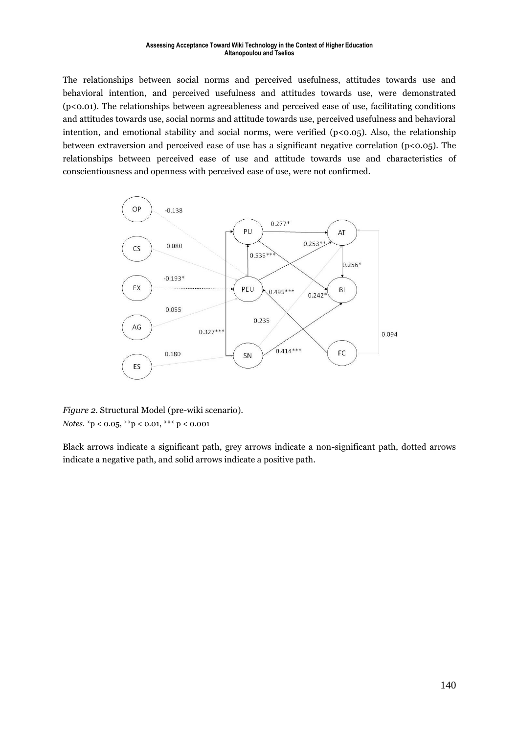The relationships between social norms and perceived usefulness, attitudes towards use and behavioral intention, and perceived usefulness and attitudes towards use, were demonstrated ($p<0.01$). The relationships between agreeableness and perceived ease of use, facilitating conditions and attitudes towards use, social norms and attitude towards use, perceived usefulness and behavioral intention, and emotional stability and social norms, were verified ($p<0.05$). Also, the relationship between extraversion and perceived ease of use has a significant negative correlation ($p<0.05$). The relationships between perceived ease of use and attitude towards use and characteristics of conscientiousness and openness with perceived ease of use, were not confirmed.

*Figure 2*. Structural Model (pre-wiki scenario).

*Notes.* *p < 0.05, **p < 0.01, *** p < 0.001

Black arrows indicate a significant path, grey arrows indicate a non-significant path, dotted arrows indicate a negative path, and solid arrows indicate a positive path.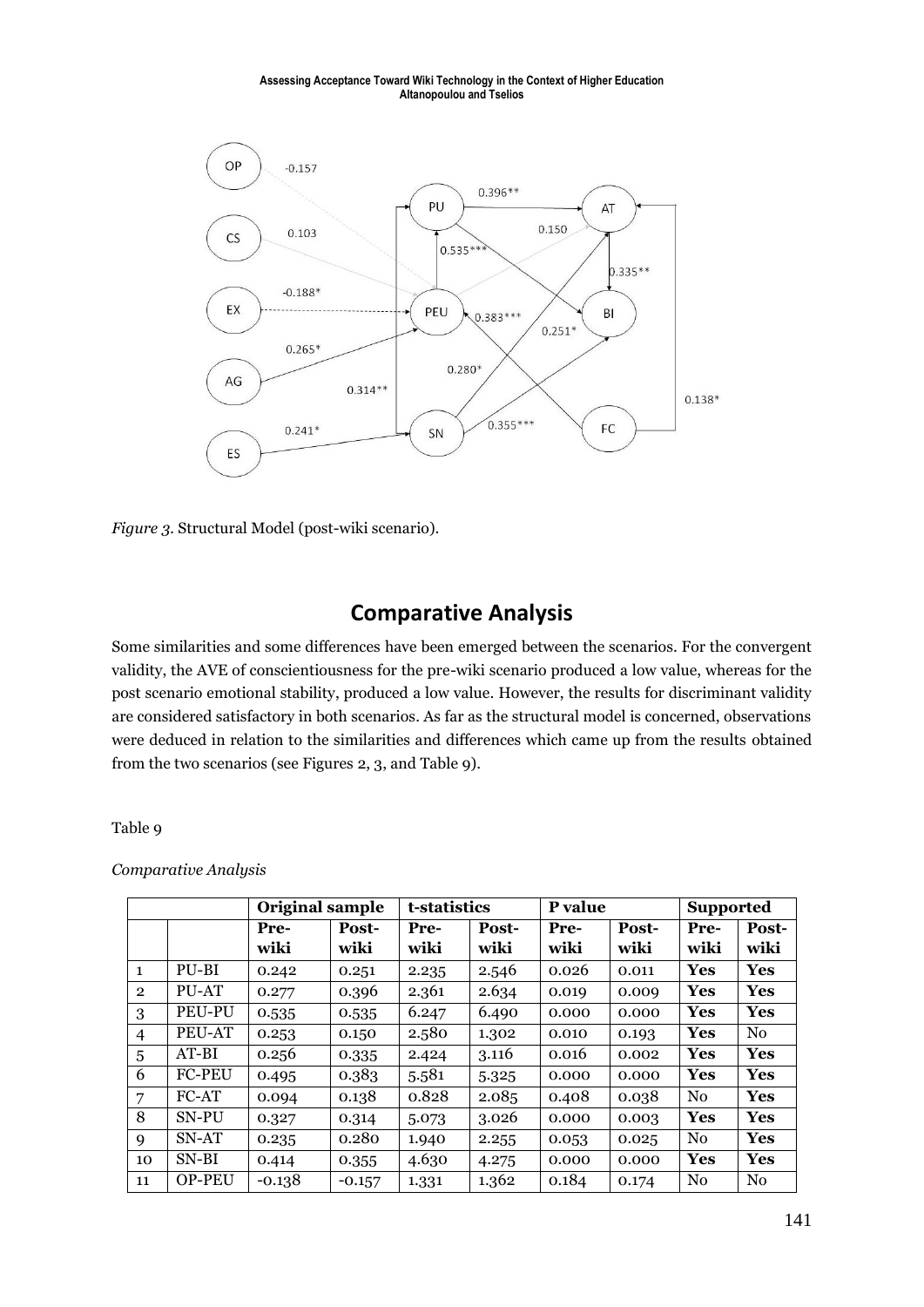*Figure 3.* Structural Model (post-wiki scenario).

## Comparative Analysis

Some similarities and some differences have been emerged between the scenarios. For the convergent validity, the AVE of conscientiousness for the pre-wiki scenario produced a low value, whereas for the post scenario emotional stability, produced a low value. However, the results for discriminant validity are considered satisfactory in both scenarios. As far as the structural model is concerned, observations were deduced in relation to the similarities and differences which came up from the results obtained from the two scenarios (see Figures 2, 3, and Table 9).

Table 9

*Comparative Analysis*

| | | **Original sample** | | **t-statistics** | | **P value** | | **Supported** | |
|---|---|---|---|---|---|---|---|---|---|
| | | **Pre-wiki** | **Post-wiki** | **Pre-wiki** | **Post-wiki** | **Pre-wiki** | **Post-wiki** | **Pre-wiki** | **Post-wiki** |
| 1 | PU-BI | 0.242 | 0.251 | 2.235 | 2.546 | 0.026 | 0.011 | **Yes** | **Yes** |
| 2 | PU-AT | 0.277 | 0.396 | 2.361 | 2.634 | 0.019 | 0.009 | **Yes** | **Yes** |
| 3 | PEU-PU | 0.535 | 0.535 | 6.247 | 6.490 | 0.000 | 0.000 | **Yes** | **Yes** |
| 4 | PEU-AT | 0.253 | 0.150 | 2.580 | 1.302 | 0.010 | 0.193 | **Yes** | No |
| 5 | AT-BI | 0.256 | 0.335 | 2.424 | 3.116 | 0.016 | 0.002 | **Yes** | **Yes** |
| 6 | FC-PEU | 0.495 | 0.383 | 5.581 | 5.325 | 0.000 | 0.000 | **Yes** | **Yes** |
| 7 | FC-AT | 0.094 | 0.138 | 0.828 | 2.085 | 0.408 | 0.038 | No | **Yes** |
| 8 | SN-PU | 0.327 | 0.314 | 5.073 | 3.026 | 0.000 | 0.003 | **Yes** | **Yes** |
| 9 | SN-AT | 0.235 | 0.280 | 1.940 | 2.255 | 0.053 | 0.025 | No | **Yes** |
| 10 | SN-BI | 0.414 | 0.355 | 4.630 | 4.275 | 0.000 | 0.000 | **Yes** | **Yes** |
| 11 | OP-PEU | -0.138 | -0.157 | 1.331 | 1.362 | 0.184 | 0.174 | No | No |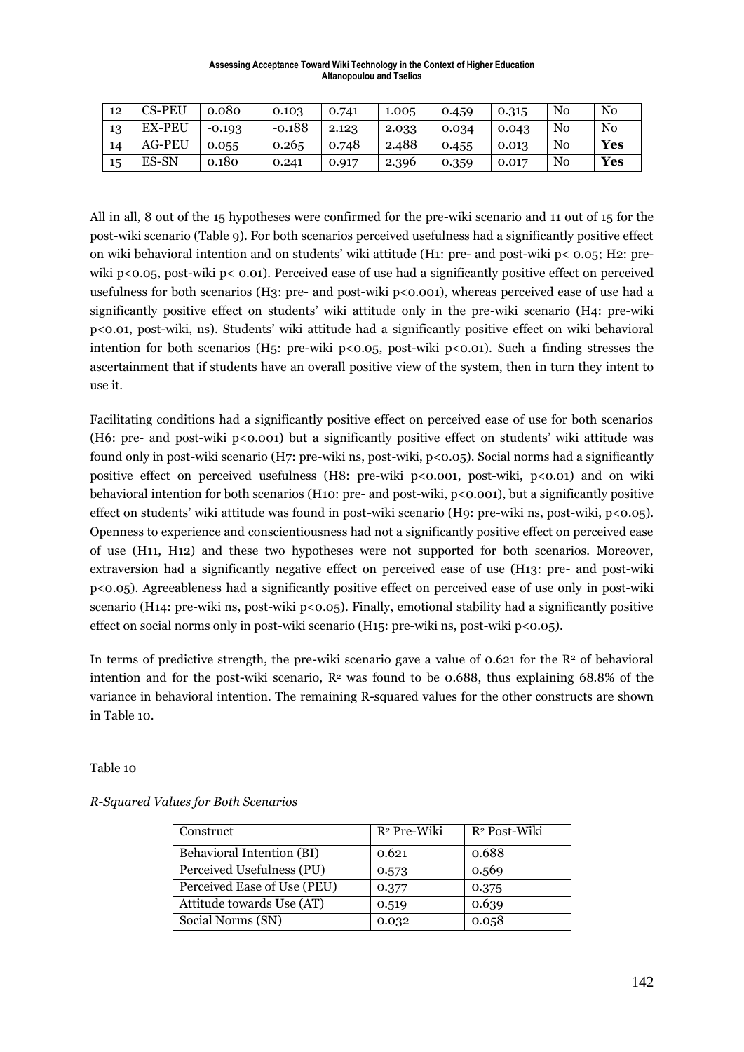| 12 | CS-PEU | 0.080 | 0.103 | 0.741 | 1.005 | 0.459 | 0.315 | No | No |
|---|---|---|---|---|---|---|---|---|---|
| 13 | EX-PEU | -0.193 | -0.188 | 2.123 | 2.033 | 0.034 | 0.043 | No | No |
| 14 | AG-PEU | 0.055 | 0.265 | 0.748 | 2.488 | 0.455 | 0.013 | No | **Yes** |
| 15 | ES-SN | 0.180 | 0.241 | 0.917 | 2.396 | 0.359 | 0.017 | No | **Yes** |

All in all, 8 out of the 15 hypotheses were confirmed for the pre-wiki scenario and 11 out of 15 for the post-wiki scenario (Table 9). For both scenarios perceived usefulness had a significantly positive effect on wiki behavioral intention and on students' wiki attitude (H1: pre- and post-wiki $p < 0.05$; H2: pre-wiki $p<0.05$, post-wiki $p < 0.01$). Perceived ease of use had a significantly positive effect on perceived usefulness for both scenarios (H3: pre- and post-wiki $p<0.001$), whereas perceived ease of use had a significantly positive effect on students' wiki attitude only in the pre-wiki scenario (H4: pre-wiki $p<0.01$, post-wiki, ns). Students' wiki attitude had a significantly positive effect on wiki behavioral intention for both scenarios (H5: pre-wiki $p<0.05$, post-wiki $p<0.01$). Such a finding stresses the ascertainment that if students have an overall positive view of the system, then in turn they intent to use it.

Facilitating conditions had a significantly positive effect on perceived ease of use for both scenarios (H6: pre- and post-wiki $p<0.001$) but a significantly positive effect on students' wiki attitude was found only in post-wiki scenario (H7: pre-wiki ns, post-wiki, $p<0.05$). Social norms had a significantly positive effect on perceived usefulness (H8: pre-wiki $p<0.001$, post-wiki, $p<0.01$) and on wiki behavioral intention for both scenarios (H10: pre- and post-wiki, $p<0.001$), but a significantly positive effect on students' wiki attitude was found in post-wiki scenario (H9: pre-wiki ns, post-wiki, $p<0.05$). Openness to experience and conscientiousness had not a significantly positive effect on perceived ease of use (H11, H12) and these two hypotheses were not supported for both scenarios. Moreover, extraversion had a significantly negative effect on perceived ease of use (H13: pre- and post-wiki $p<0.05$). Agreeableness had a significantly positive effect on perceived ease of use only in post-wiki scenario (H14: pre-wiki ns, post-wiki $p<0.05$). Finally, emotional stability had a significantly positive effect on social norms only in post-wiki scenario (H15: pre-wiki ns, post-wiki $p<0.05$).

In terms of predictive strength, the pre-wiki scenario gave a value of 0.621 for the $R^2$ of behavioral intention and for the post-wiki scenario, $R^2$ was found to be 0.688, thus explaining 68.8% of the variance in behavioral intention. The remaining R-squared values for the other constructs are shown in Table 10.

Table 10

*R-Squared Values for Both Scenarios*

| Construct | $R^2$ Pre-Wiki | $R^2$ Post-Wiki |
|---|---|---|
| Behavioral Intention (BI) | 0.621 | 0.688 |
| Perceived Usefulness (PU) | 0.573 | 0.569 |
| Perceived Ease of Use (PEU) | 0.377 | 0.375 |
| Attitude towards Use (AT) | 0.519 | 0.639 |
| Social Norms (SN) | 0.032 | 0.058 |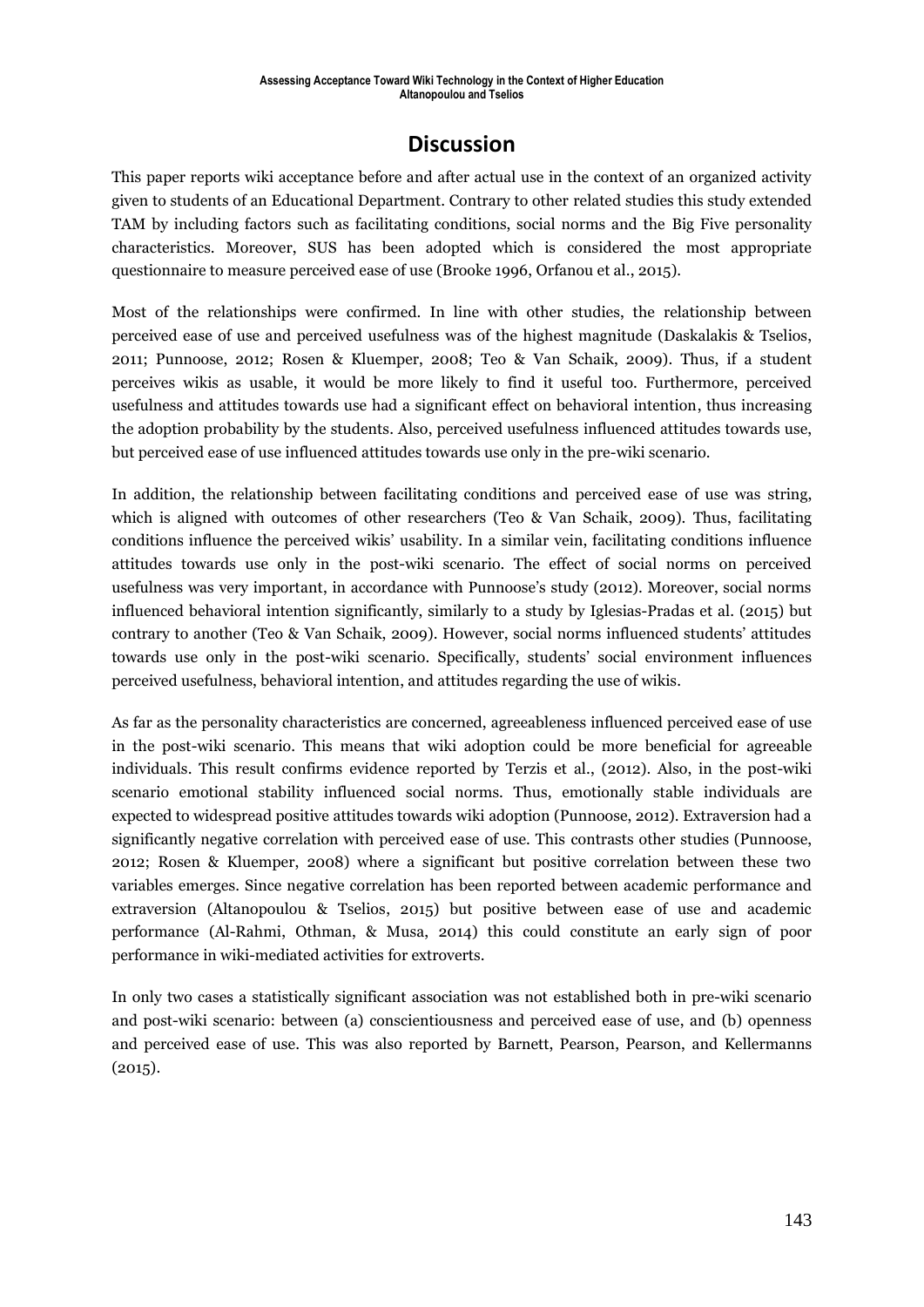## Discussion

This paper reports wiki acceptance before and after actual use in the context of an organized activity given to students of an Educational Department. Contrary to other related studies this study extended TAM by including factors such as facilitating conditions, social norms and the Big Five personality characteristics. Moreover, SUS has been adopted which is considered the most appropriate questionnaire to measure perceived ease of use (Brooke 1996, Orfanou et al., 2015).

Most of the relationships were confirmed. In line with other studies, the relationship between perceived ease of use and perceived usefulness was of the highest magnitude (Daskalakis & Tselios, 2011; Punnoose, 2012; Rosen & Kluemper, 2008; Teo & Van Schaik, 2009). Thus, if a student perceives wikis as usable, it would be more likely to find it useful too. Furthermore, perceived usefulness and attitudes towards use had a significant effect on behavioral intention, thus increasing the adoption probability by the students. Also, perceived usefulness influenced attitudes towards use, but perceived ease of use influenced attitudes towards use only in the pre-wiki scenario.

In addition, the relationship between facilitating conditions and perceived ease of use was string, which is aligned with outcomes of other researchers (Teo & Van Schaik, 2009). Thus, facilitating conditions influence the perceived wikis' usability. In a similar vein, facilitating conditions influence attitudes towards use only in the post-wiki scenario. The effect of social norms on perceived usefulness was very important, in accordance with Punnoose's study (2012). Moreover, social norms influenced behavioral intention significantly, similarly to a study by Iglesias-Pradas et al. (2015) but contrary to another (Teo & Van Schaik, 2009). However, social norms influenced students' attitudes towards use only in the post-wiki scenario. Specifically, students' social environment influences perceived usefulness, behavioral intention, and attitudes regarding the use of wikis.

As far as the personality characteristics are concerned, agreeableness influenced perceived ease of use in the post-wiki scenario. This means that wiki adoption could be more beneficial for agreeable individuals. This result confirms evidence reported by Terzis et al., (2012). Also, in the post-wiki scenario emotional stability influenced social norms. Thus, emotionally stable individuals are expected to widespread positive attitudes towards wiki adoption (Punnoose, 2012). Extraversion had a significantly negative correlation with perceived ease of use. This contrasts other studies (Punnoose, 2012; Rosen & Kluemper, 2008) where a significant but positive correlation between these two variables emerges. Since negative correlation has been reported between academic performance and extraversion (Altanopoulou & Tselios, 2015) but positive between ease of use and academic performance (Al-Rahmi, Othman, & Musa, 2014) this could constitute an early sign of poor performance in wiki-mediated activities for extroverts.

In only two cases a statistically significant association was not established both in pre-wiki scenario and post-wiki scenario: between (a) conscientiousness and perceived ease of use, and (b) openness and perceived ease of use. This was also reported by Barnett, Pearson, Pearson, and Kellermanns (2015).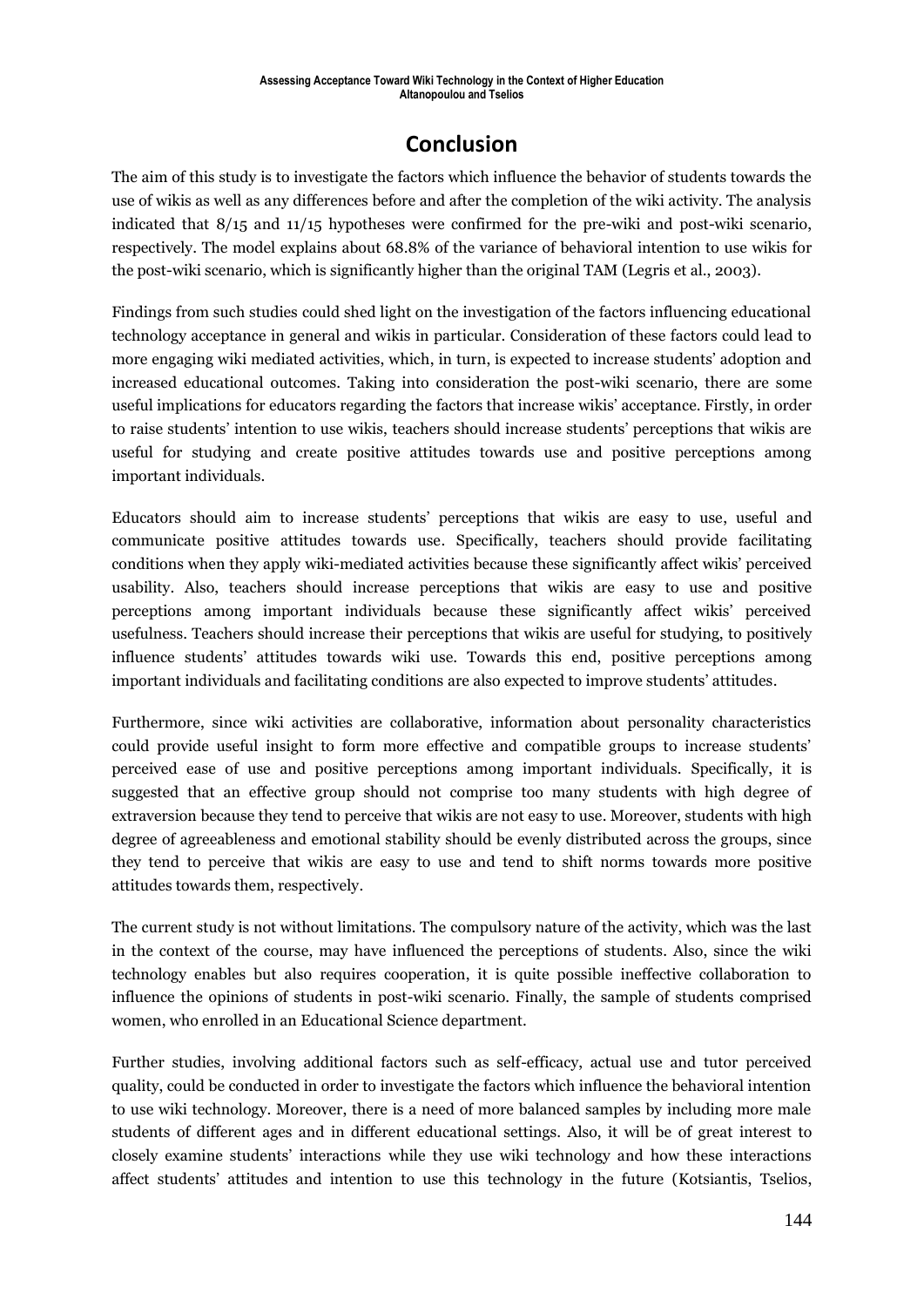## Conclusion

The aim of this study is to investigate the factors which influence the behavior of students towards the use of wikis as well as any differences before and after the completion of the wiki activity. The analysis indicated that 8/15 and 11/15 hypotheses were confirmed for the pre-wiki and post-wiki scenario, respectively. The model explains about 68.8% of the variance of behavioral intention to use wikis for the post-wiki scenario, which is significantly higher than the original TAM (Legris et al., 2003).

Findings from such studies could shed light on the investigation of the factors influencing educational technology acceptance in general and wikis in particular. Consideration of these factors could lead to more engaging wiki mediated activities, which, in turn, is expected to increase students' adoption and increased educational outcomes. Taking into consideration the post-wiki scenario, there are some useful implications for educators regarding the factors that increase wikis' acceptance. Firstly, in order to raise students' intention to use wikis, teachers should increase students' perceptions that wikis are useful for studying and create positive attitudes towards use and positive perceptions among important individuals.

Educators should aim to increase students' perceptions that wikis are easy to use, useful and communicate positive attitudes towards use. Specifically, teachers should provide facilitating conditions when they apply wiki-mediated activities because these significantly affect wikis' perceived usability. Also, teachers should increase perceptions that wikis are easy to use and positive perceptions among important individuals because these significantly affect wikis' perceived usefulness. Teachers should increase their perceptions that wikis are useful for studying, to positively influence students' attitudes towards wiki use. Towards this end, positive perceptions among important individuals and facilitating conditions are also expected to improve students' attitudes.

Furthermore, since wiki activities are collaborative, information about personality characteristics could provide useful insight to form more effective and compatible groups to increase students' perceived ease of use and positive perceptions among important individuals. Specifically, it is suggested that an effective group should not comprise too many students with high degree of extraversion because they tend to perceive that wikis are not easy to use. Moreover, students with high degree of agreeableness and emotional stability should be evenly distributed across the groups, since they tend to perceive that wikis are easy to use and tend to shift norms towards more positive attitudes towards them, respectively.

The current study is not without limitations. The compulsory nature of the activity, which was the last in the context of the course, may have influenced the perceptions of students. Also, since the wiki technology enables but also requires cooperation, it is quite possible ineffective collaboration to influence the opinions of students in post-wiki scenario. Finally, the sample of students comprised women, who enrolled in an Educational Science department.

Further studies, involving additional factors such as self-efficacy, actual use and tutor perceived quality, could be conducted in order to investigate the factors which influence the behavioral intention to use wiki technology. Moreover, there is a need of more balanced samples by including more male students of different ages and in different educational settings. Also, it will be of great interest to closely examine students' interactions while they use wiki technology and how these interactions affect students' attitudes and intention to use this technology in the future (Kotsiantis, Tselios,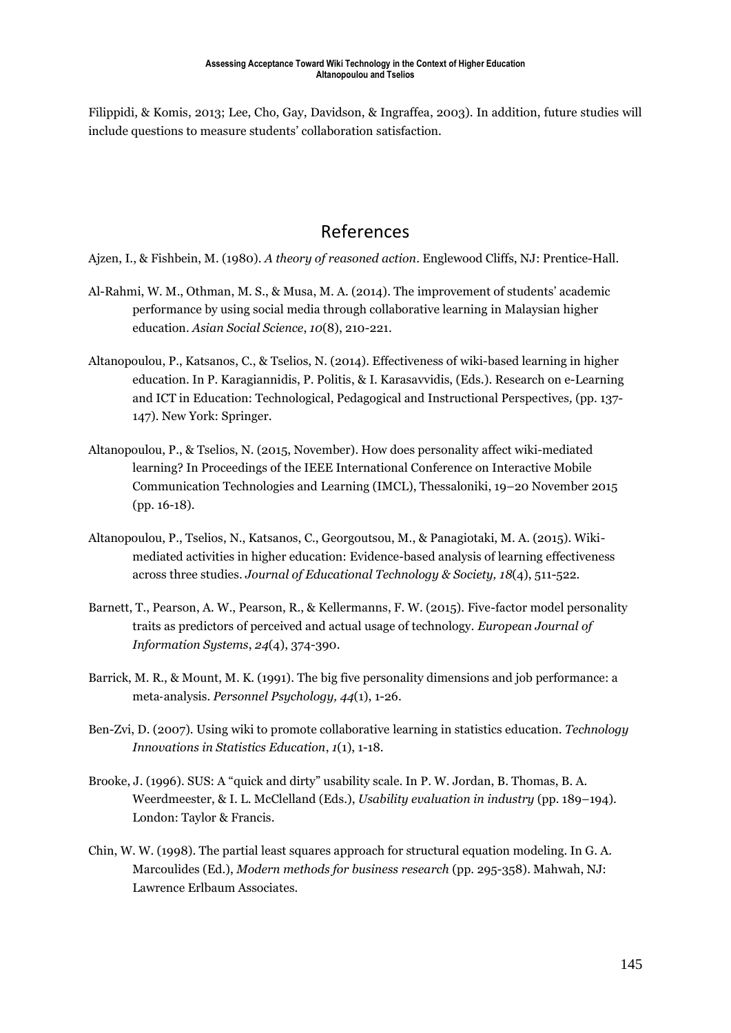Filippidi, & Komis, 2013; Lee, Cho, Gay, Davidson, & Ingraffea, 2003). In addition, future studies will include questions to measure students' collaboration satisfaction.

## References

Ajzen, I., & Fishbein, M. (1980). *A theory of reasoned action*. Englewood Cliffs, NJ: Prentice-Hall.

Al-Rahmi, W. M., Othman, M. S., & Musa, M. A. (2014). The improvement of students' academic performance by using social media through collaborative learning in Malaysian higher education. *Asian Social Science*, *10*(8), 210-221.

Altanopoulou, P., Katsanos, C., & Tselios, N. (2014). Effectiveness of wiki-based learning in higher education. In P. Karagiannidis, P. Politis, & I. Karasavvidis, (Eds.). Research on e-Learning and ICT in Education: Technological, Pedagogical and Instructional Perspectives, (pp. 137-147). New York: Springer.

Altanopoulou, P., & Tselios, N. (2015, November). How does personality affect wiki-mediated learning? In Proceedings of the IEEE International Conference on Interactive Mobile Communication Technologies and Learning (IMCL), Thessaloniki, 19–20 November 2015 (pp. 16-18).

Altanopoulou, P., Tselios, N., Katsanos, C., Georgoutsou, M., & Panagiotaki, M. A. (2015). Wiki-mediated activities in higher education: Evidence-based analysis of learning effectiveness across three studies. *Journal of Educational Technology & Society, 18*(4), 511-522.

Barnett, T., Pearson, A. W., Pearson, R., & Kellermanns, F. W. (2015). Five-factor model personality traits as predictors of perceived and actual usage of technology. *European Journal of Information Systems*, *24*(4), 374-390.

Barrick, M. R., & Mount, M. K. (1991). The big five personality dimensions and job performance: a meta-analysis. *Personnel Psychology, 44*(1), 1-26.

Ben-Zvi, D. (2007). Using wiki to promote collaborative learning in statistics education. *Technology Innovations in Statistics Education*, *1*(1), 1-18.

Brooke, J. (1996). SUS: A "quick and dirty" usability scale. In P. W. Jordan, B. Thomas, B. A. Weerdmeester, & I. L. McClelland (Eds.), *Usability evaluation in industry* (pp. 189–194). London: Taylor & Francis.

Chin, W. W. (1998). The partial least squares approach for structural equation modeling. In G. A. Marcoulides (Ed.), *Modern methods for business research* (pp. 295-358). Mahwah, NJ: Lawrence Erlbaum Associates.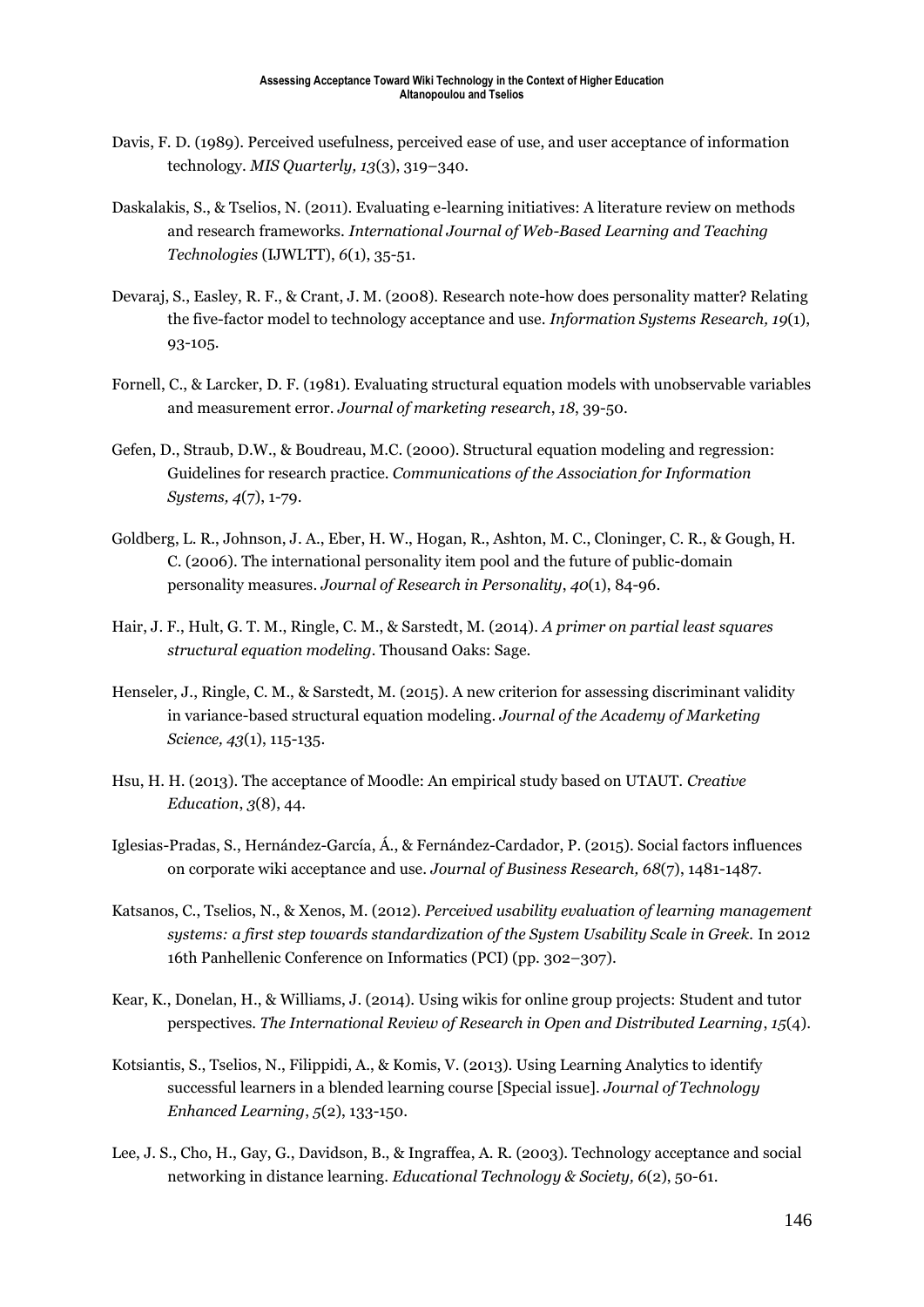Davis, F. D. (1989). Perceived usefulness, perceived ease of use, and user acceptance of information technology. *MIS Quarterly, 13*(3), 319–340.

Daskalakis, S., & Tselios, N. (2011). Evaluating e-learning initiatives: A literature review on methods and research frameworks. *International Journal of Web-Based Learning and Teaching Technologies* (IJWLTT), *6*(1), 35-51.

Devaraj, S., Easley, R. F., & Crant, J. M. (2008). Research note-how does personality matter? Relating the five-factor model to technology acceptance and use. *Information Systems Research, 19*(1), 93-105.

Fornell, C., & Larcker, D. F. (1981). Evaluating structural equation models with unobservable variables and measurement error. *Journal of marketing research*, *18*, 39-50.

Gefen, D., Straub, D.W., & Boudreau, M.C. (2000). Structural equation modeling and regression: Guidelines for research practice. *Communications of the Association for Information Systems, 4*(7), 1-79.

Goldberg, L. R., Johnson, J. A., Eber, H. W., Hogan, R., Ashton, M. C., Cloninger, C. R., & Gough, H. C. (2006). The international personality item pool and the future of public-domain personality measures. *Journal of Research in Personality*, *40*(1), 84-96.

Hair, J. F., Hult, G. T. M., Ringle, C. M., & Sarstedt, M. (2014). *A primer on partial least squares structural equation modeling*. Thousand Oaks: Sage.

Henseler, J., Ringle, C. M., & Sarstedt, M. (2015). A new criterion for assessing discriminant validity in variance-based structural equation modeling. *Journal of the Academy of Marketing Science, 43*(1), 115-135.

Hsu, H. H. (2013). The acceptance of Moodle: An empirical study based on UTAUT. *Creative Education*, *3*(8), 44.

Iglesias-Pradas, S., Hernández-García, Á., & Fernández-Cardador, P. (2015). Social factors influences on corporate wiki acceptance and use. *Journal of Business Research, 68*(7), 1481-1487.

Katsanos, C., Tselios, N., & Xenos, M. (2012). *Perceived usability evaluation of learning management systems: a first step towards standardization of the System Usability Scale in Greek.* In 2012 16th Panhellenic Conference on Informatics (PCI) (pp. 302–307).

Kear, K., Donelan, H., & Williams, J. (2014). Using wikis for online group projects: Student and tutor perspectives. *The International Review of Research in Open and Distributed Learning*, *15*(4).

Kotsiantis, S., Tselios, N., Filippidi, A., & Komis, V. (2013). Using Learning Analytics to identify successful learners in a blended learning course [Special issue]. *Journal of Technology Enhanced Learning*, *5*(2), 133-150.

Lee, J. S., Cho, H., Gay, G., Davidson, B., & Ingraffea, A. R. (2003). Technology acceptance and social networking in distance learning. *Educational Technology & Society, 6*(2), 50-61.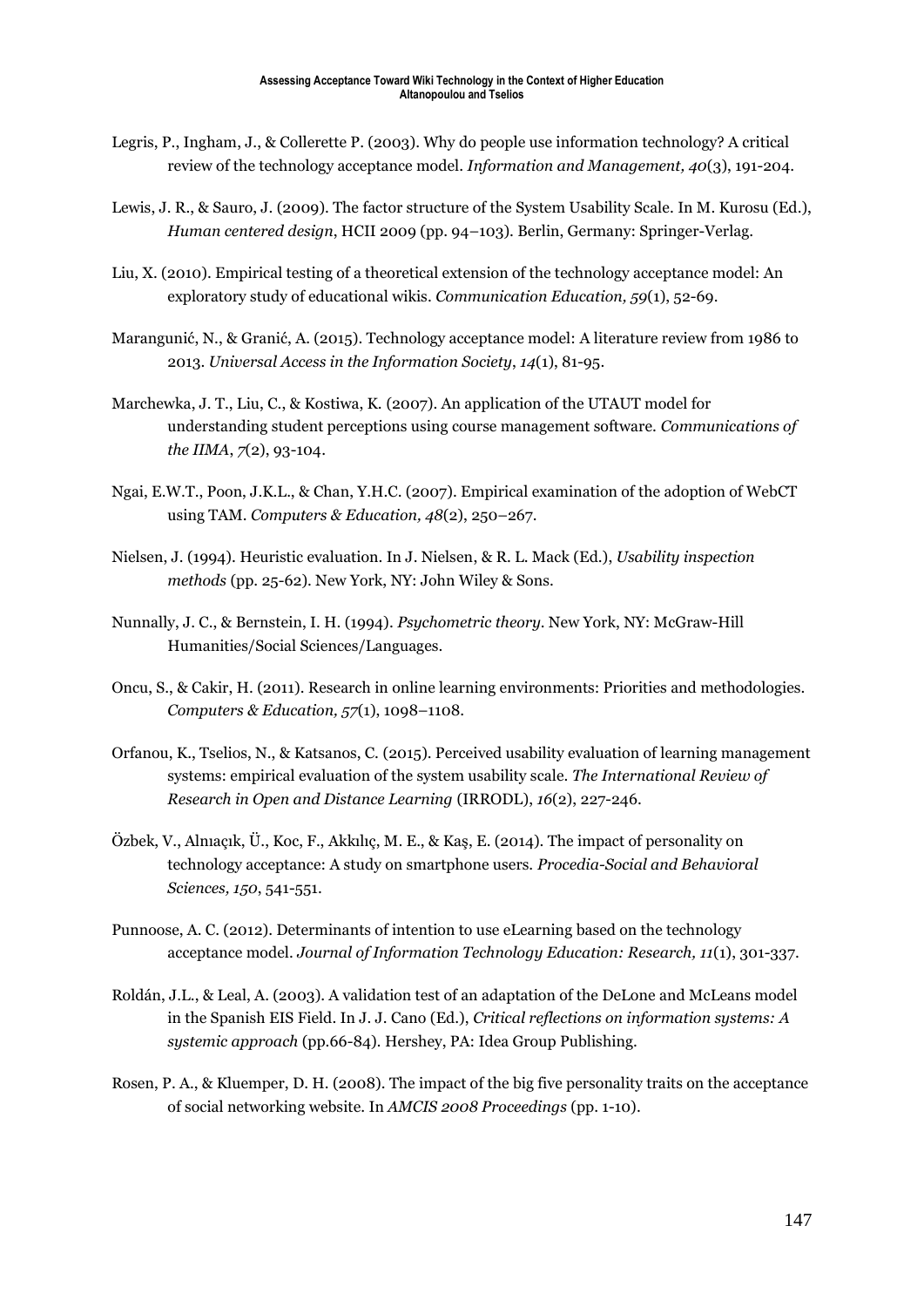Legris, P., Ingham, J., & Collerette P. (2003). Why do people use information technology? A critical review of the technology acceptance model. *Information and Management, 40*(3), 191-204.

Lewis, J. R., & Sauro, J. (2009). The factor structure of the System Usability Scale. In M. Kurosu (Ed.), *Human centered design*, HCII 2009 (pp. 94–103). Berlin, Germany: Springer-Verlag.

Liu, X. (2010). Empirical testing of a theoretical extension of the technology acceptance model: An exploratory study of educational wikis. *Communication Education, 59*(1), 52-69.

Marangunić, N., & Granić, A. (2015). Technology acceptance model: A literature review from 1986 to 2013. *Universal Access in the Information Society*, *14*(1), 81-95.

Marchewka, J. T., Liu, C., & Kostiwa, K. (2007). An application of the UTAUT model for understanding student perceptions using course management software. *Communications of the IIMA*, *7*(2), 93-104.

Ngai, E.W.T., Poon, J.K.L., & Chan, Y.H.C. (2007). Empirical examination of the adoption of WebCT using TAM. *Computers & Education, 48*(2), 250–267.

Nielsen, J. (1994). Heuristic evaluation. In J. Nielsen, & R. L. Mack (Ed.), *Usability inspection methods* (pp. 25-62). New York, NY: John Wiley & Sons.

Nunnally, J. C., & Bernstein, I. H. (1994). *Psychometric theory*. New York, NY: McGraw-Hill Humanities/Social Sciences/Languages.

Oncu, S., & Cakir, H. (2011). Research in online learning environments: Priorities and methodologies. *Computers & Education, 57*(1), 1098–1108.

Orfanou, K., Tselios, N., & Katsanos, C. (2015). Perceived usability evaluation of learning management systems: empirical evaluation of the system usability scale. *The International Review of Research in Open and Distance Learning* (IRRODL), *16*(2), 227-246.

Özbek, V., Alnıaçık, Ü., Koc, F., Akkılıç, M. E., & Kaş, E. (2014). The impact of personality on technology acceptance: A study on smartphone users. *Procedia-Social and Behavioral Sciences, 150*, 541-551.

Punnoose, A. C. (2012). Determinants of intention to use eLearning based on the technology acceptance model. *Journal of Information Technology Education: Research, 11*(1), 301-337.

Roldán, J.L., & Leal, A. (2003). A validation test of an adaptation of the DeLone and McLeans model in the Spanish EIS Field. In J. J. Cano (Ed.), *Critical reflections on information systems: A systemic approach* (pp.66-84). Hershey, PA: Idea Group Publishing.

Rosen, P. A., & Kluemper, D. H. (2008). The impact of the big five personality traits on the acceptance of social networking website. In *AMCIS 2008 Proceedings* (pp. 1-10).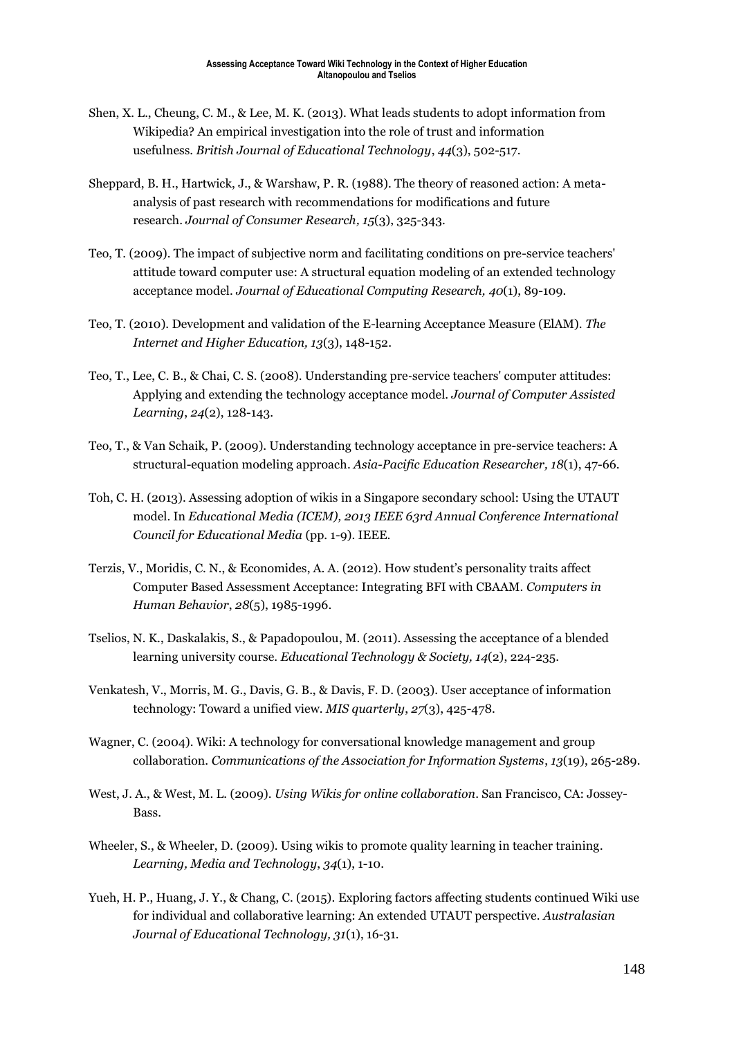Shen, X. L., Cheung, C. M., & Lee, M. K. (2013). What leads students to adopt information from Wikipedia? An empirical investigation into the role of trust and information usefulness. *British Journal of Educational Technology*, *44*(3), 502-517.

Sheppard, B. H., Hartwick, J., & Warshaw, P. R. (1988). The theory of reasoned action: A meta-analysis of past research with recommendations for modifications and future research. *Journal of Consumer Research, 15*(3), 325-343.

Teo, T. (2009). The impact of subjective norm and facilitating conditions on pre-service teachers' attitude toward computer use: A structural equation modeling of an extended technology acceptance model. *Journal of Educational Computing Research, 40*(1), 89-109.

Teo, T. (2010). Development and validation of the E-learning Acceptance Measure (ElAM). *The Internet and Higher Education, 13*(3), 148-152.

Teo, T., Lee, C. B., & Chai, C. S. (2008). Understanding pre-service teachers' computer attitudes: Applying and extending the technology acceptance model. *Journal of Computer Assisted Learning*, *24*(2), 128-143.

Teo, T., & Van Schaik, P. (2009). Understanding technology acceptance in pre-service teachers: A structural-equation modeling approach. *Asia-Pacific Education Researcher, 18*(1), 47-66.

Toh, C. H. (2013). Assessing adoption of wikis in a Singapore secondary school: Using the UTAUT model. In *Educational Media (ICEM), 2013 IEEE 63rd Annual Conference International Council for Educational Media* (pp. 1-9). IEEE.

Terzis, V., Moridis, C. N., & Economides, A. A. (2012). How student's personality traits affect Computer Based Assessment Acceptance: Integrating BFI with CBAAM. *Computers in Human Behavior*, *28*(5), 1985-1996.

Tselios, N. K., Daskalakis, S., & Papadopoulou, M. (2011). Assessing the acceptance of a blended learning university course. *Educational Technology & Society, 14*(2), 224-235.

Venkatesh, V., Morris, M. G., Davis, G. B., & Davis, F. D. (2003). User acceptance of information technology: Toward a unified view. *MIS quarterly*, *27*(3), 425-478.

Wagner, C. (2004). Wiki: A technology for conversational knowledge management and group collaboration. *Communications of the Association for Information Systems*, *13*(19), 265-289.

West, J. A., & West, M. L. (2009). *Using Wikis for online collaboration*. San Francisco, CA: Jossey-Bass.

Wheeler, S., & Wheeler, D. (2009). Using wikis to promote quality learning in teacher training. *Learning, Media and Technology*, *34*(1), 1-10.

Yueh, H. P., Huang, J. Y., & Chang, C. (2015). Exploring factors affecting students continued Wiki use for individual and collaborative learning: An extended UTAUT perspective. *Australasian Journal of Educational Technology, 31*(1), 16-31.